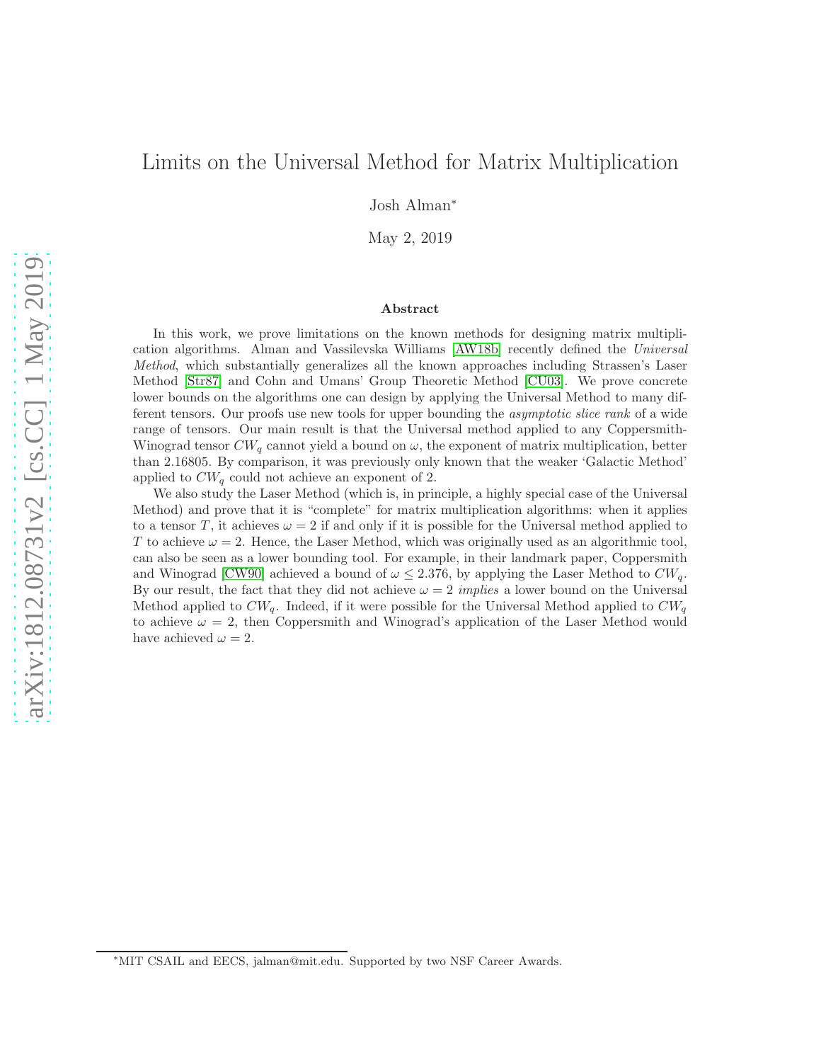# Limits on the Universal Method for Matrix Multiplication

Josh Alman*

May 2, 2019

## Abstract

In this work, we prove limitations on the known methods for designing matrix multiplication algorithms. Alman and Vassilevska Williams [AW18b] recently defined the *Universal Method*, which substantially generalizes all the known approaches including Strassen's Laser Method [Str87] and Cohn and Umans' Group Theoretic Method [CU03]. We prove concrete lower bounds on the algorithms one can design by applying the Universal Method to many different tensors. Our proofs use new tools for upper bounding the *asymptotic slice rank* of a wide range of tensors. Our main result is that the Universal method applied to any Coppersmith-Winograd tensor $CW_q$ cannot yield a bound on $\omega$, the exponent of matrix multiplication, better than 2.16805. By comparison, it was previously only known that the weaker 'Galactic Method' applied to $CW_q$ could not achieve an exponent of 2.

We also study the Laser Method (which is, in principle, a highly special case of the Universal Method) and prove that it is "complete" for matrix multiplication algorithms: when it applies to a tensor $T$, it achieves $\omega = 2$ if and only if it is possible for the Universal method applied to $T$ to achieve $\omega = 2$. Hence, the Laser Method, which was originally used as an algorithmic tool, can also be seen as a lower bounding tool. For example, in their landmark paper, Coppersmith and Winograd [CW90] achieved a bound of $\omega \leq 2.376$, by applying the Laser Method to $CW_q$. By our result, the fact that they did not achieve $\omega = 2$ *implies* a lower bound on the Universal Method applied to $CW_q$. Indeed, if it were possible for the Universal Method applied to $CW_q$ to achieve $\omega = 2$, then Coppersmith and Winograd's application of the Laser Method would have achieved $\omega = 2$.

*MIT CSAIL and EECS, jalman@mit.edu. Supported by two NSF Career Awards.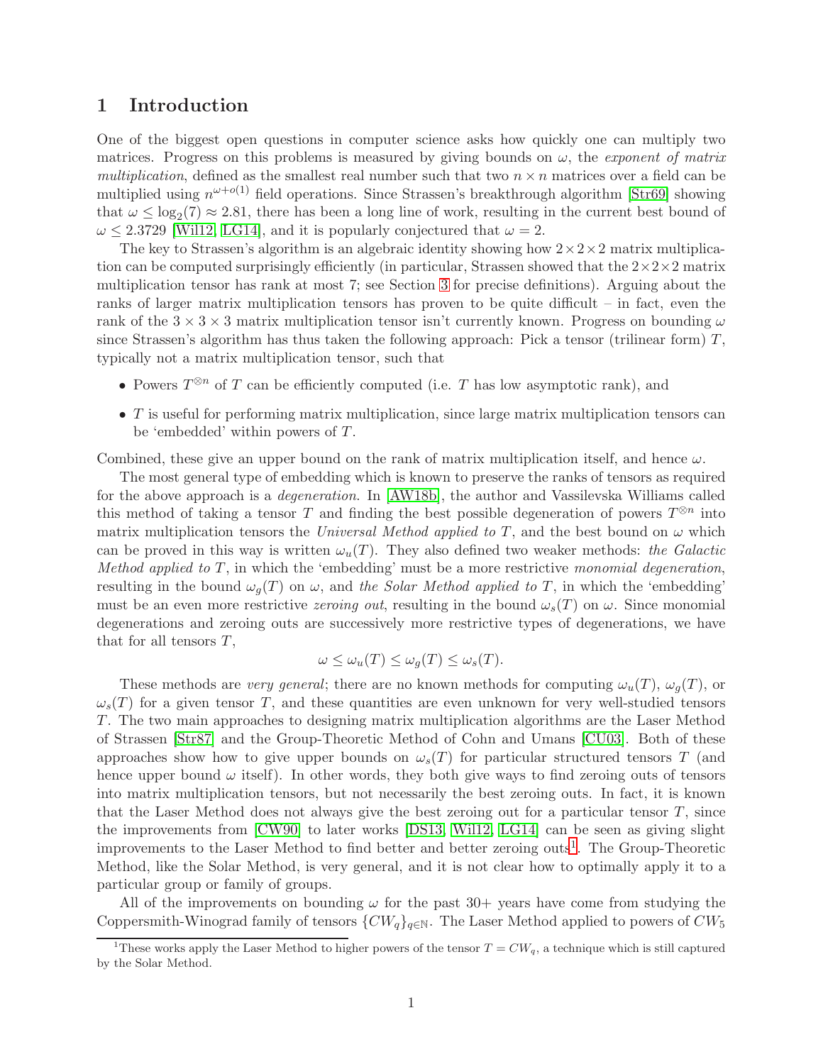# 1 Introduction

One of the biggest open questions in computer science asks how quickly one can multiply two matrices. Progress on this problems is measured by giving bounds on $\omega$, the *exponent of matrix multiplication*, defined as the smallest real number such that two $n \times n$ matrices over a field can be multiplied using $n^{\omega+o(1)}$ field operations. Since Strassen's breakthrough algorithm [Str69] showing that $\omega \leq \log_2(7) \approx 2.81$, there has been a long line of work, resulting in the current best bound of $\omega \leq 2.3729$ [Wil12, LG14], and it is popularly conjectured that $\omega = 2$.

The key to Strassen's algorithm is an algebraic identity showing how $2 \times 2 \times 2$ matrix multiplication can be computed surprisingly efficiently (in particular, Strassen showed that the $2 \times 2 \times 2$ matrix multiplication tensor has rank at most 7; see Section 3 for precise definitions). Arguing about the ranks of larger matrix multiplication tensors has proven to be quite difficult – in fact, even the rank of the $3 \times 3 \times 3$ matrix multiplication tensor isn't currently known. Progress on bounding $\omega$ since Strassen's algorithm has thus taken the following approach: Pick a tensor (trilinear form) $T$, typically not a matrix multiplication tensor, such that

- Powers $T^{\otimes n}$ of $T$ can be efficiently computed (i.e. $T$ has low asymptotic rank), and
- $T$ is useful for performing matrix multiplication, since large matrix multiplication tensors can be 'embedded' within powers of $T$.

Combined, these give an upper bound on the rank of matrix multiplication itself, and hence $\omega$.

The most general type of embedding which is known to preserve the ranks of tensors as required for the above approach is a *degeneration*. In [AW18b], the author and Vassilevska Williams called this method of taking a tensor $T$ and finding the best possible degeneration of powers $T^{\otimes n}$ into matrix multiplication tensors the *Universal Method applied to* $T$, and the best bound on $\omega$ which can be proved in this way is written $\omega_u(T)$. They also defined two weaker methods: *the Galactic Method applied to* $T$, in which the 'embedding' must be a more restrictive *monomial degeneration*, resulting in the bound $\omega_g(T)$ on $\omega$, and *the Solar Method applied to* $T$, in which the 'embedding' must be an even more restrictive *zeroing out*, resulting in the bound $\omega_s(T)$ on $\omega$. Since monomial degenerations and zeroing outs are successively more restrictive types of degenerations, we have that for all tensors $T$,

$$\omega \leq \omega_u(T) \leq \omega_g(T) \leq \omega_s(T).$$

These methods are *very general*; there are no known methods for computing $\omega_u(T)$, $\omega_g(T)$, or $\omega_s(T)$ for a given tensor $T$, and these quantities are even unknown for very well-studied tensors $T$. The two main approaches to designing matrix multiplication algorithms are the Laser Method of Strassen [Str87] and the Group-Theoretic Method of Cohn and Umans [CU03]. Both of these approaches show how to give upper bounds on $\omega_s(T)$ for particular structured tensors $T$ (and hence upper bound $\omega$ itself). In other words, they both give ways to find zeroing outs of tensors into matrix multiplication tensors, but not necessarily the best zeroing outs. In fact, it is known that the Laser Method does not always give the best zeroing out for a particular tensor $T$, since the improvements from [CW90] to later works [DS13, Wil12, LG14] can be seen as giving slight improvements to the Laser Method to find better and better zeroing outs[1]. The Group-Theoretic Method, like the Solar Method, is very general, and it is not clear how to optimally apply it to a particular group or family of groups.

All of the improvements on bounding $\omega$ for the past 30+ years have come from studying the Coppersmith-Winograd family of tensors $\{CW_q\}_{q \in \mathbb{N}}$. The Laser Method applied to powers of $CW_5$

[1] These works apply the Laser Method to higher powers of the tensor $T = CW_q$, a technique which is still captured by the Solar Method.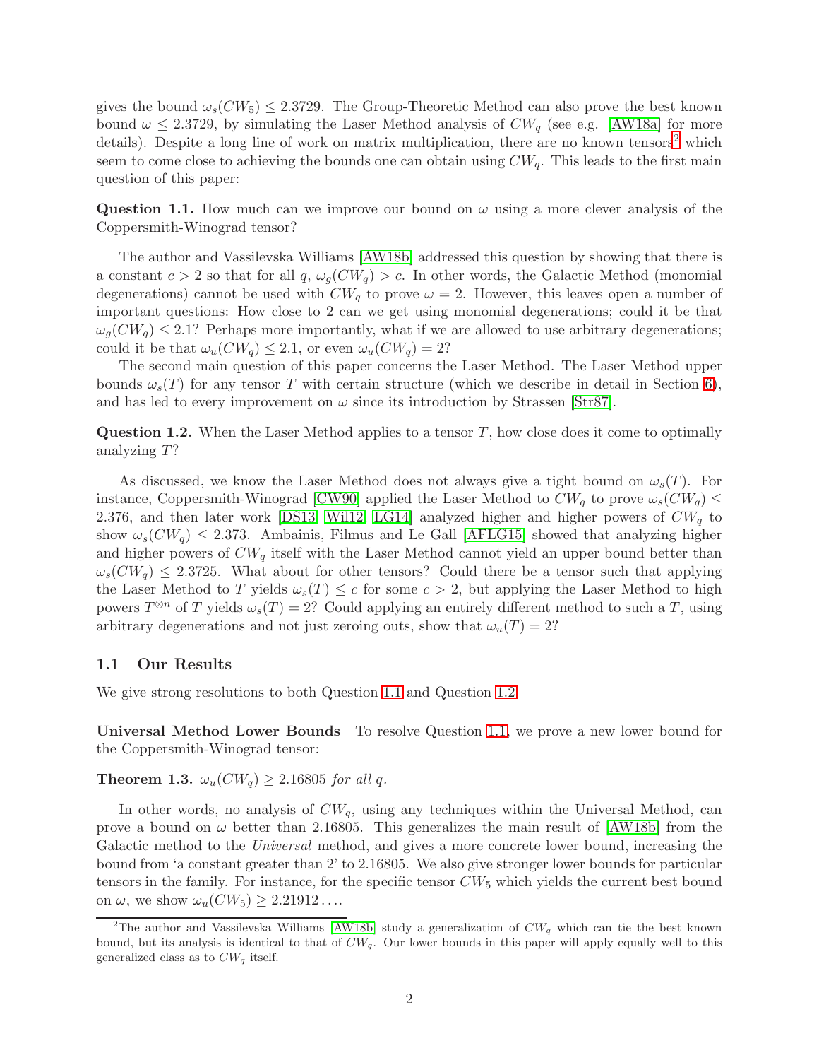gives the bound $\omega_s(CW_5) \leq 2.3729$. The Group-Theoretic Method can also prove the best known bound $\omega \leq 2.3729$, by simulating the Laser Method analysis of $CW_q$ (see e.g. [AW18a] for more details). Despite a long line of work on matrix multiplication, there are no known tensors[2] which seem to come close to achieving the bounds one can obtain using $CW_q$. This leads to the first main question of this paper:

**Question 1.1.** How much can we improve our bound on $\omega$ using a more clever analysis of the Coppersmith-Winograd tensor?

The author and Vassilevska Williams [AW18b] addressed this question by showing that there is a constant $c > 2$ so that for all $q$, $\omega_g(CW_q) > c$. In other words, the Galactic Method (monomial degenerations) cannot be used with $CW_q$ to prove $\omega = 2$. However, this leaves open a number of important questions: How close to 2 can we get using monomial degenerations; could it be that $\omega_g(CW_q) \leq 2.1$? Perhaps more importantly, what if we are allowed to use arbitrary degenerations; could it be that $\omega_u(CW_q) \leq 2.1$, or even $\omega_u(CW_q) = 2$?

The second main question of this paper concerns the Laser Method. The Laser Method upper bounds $\omega_s(T)$ for any tensor $T$ with certain structure (which we describe in detail in Section 6), and has led to every improvement on $\omega$ since its introduction by Strassen [Str87].

**Question 1.2.** When the Laser Method applies to a tensor $T$, how close does it come to optimally analyzing $T$?

As discussed, we know the Laser Method does not always give a tight bound on $\omega_s(T)$. For instance, Coppersmith-Winograd [CW90] applied the Laser Method to $CW_q$ to prove $\omega_s(CW_q) \leq 2.376$, and then later work [DS13, Wil12, LG14] analyzed higher and higher powers of $CW_q$ to show $\omega_s(CW_q) \leq 2.373$. Ambainis, Filmus and Le Gall [AFLG15] showed that analyzing higher and higher powers of $CW_q$ itself with the Laser Method cannot yield an upper bound better than $\omega_s(CW_q) \leq 2.3725$. What about for other tensors? Could there be a tensor such that applying the Laser Method to $T$ yields $\omega_s(T) \leq c$ for some $c > 2$, but applying the Laser Method to high powers $T^{\otimes n}$ of $T$ yields $\omega_s(T) = 2$? Could applying an entirely different method to such a $T$, using arbitrary degenerations and not just zeroing outs, show that $\omega_u(T) = 2$?

## 1.1 Our Results

We give strong resolutions to both Question 1.1 and Question 1.2.

**Universal Method Lower Bounds** To resolve Question 1.1, we prove a new lower bound for the Coppersmith-Winograd tensor:

**Theorem 1.3.** *$\omega_u(CW_q) \geq 2.16805$ for all $q$.*

In other words, no analysis of $CW_q$, using any techniques within the Universal Method, can prove a bound on $\omega$ better than 2.16805. This generalizes the main result of [AW18b] from the Galactic method to the *Universal* method, and gives a more concrete lower bound, increasing the bound from 'a constant greater than 2' to 2.16805. We also give stronger lower bounds for particular tensors in the family. For instance, for the specific tensor $CW_5$ which yields the current best bound on $\omega$, we show $\omega_u(CW_5) \geq 2.21912\ldots$.

[2] The author and Vassilevska Williams [AW18b] study a generalization of $CW_q$ which can tie the best known bound, but its analysis is identical to that of $CW_q$. Our lower bounds in this paper will apply equally well to this generalized class as to $CW_q$ itself.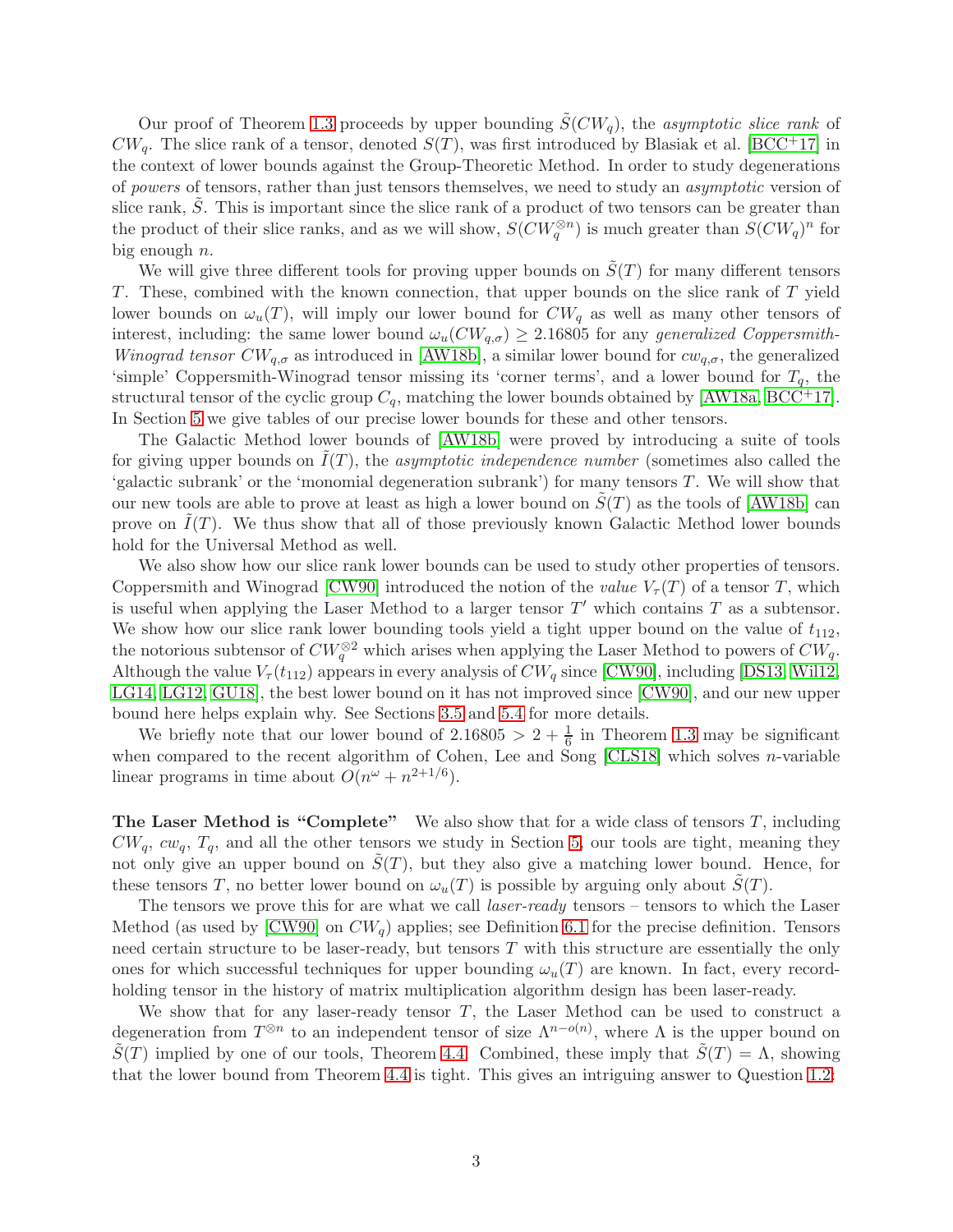Our proof of Theorem 1.3 proceeds by upper bounding $\tilde{S}(CW_q)$, the *asymptotic slice rank* of $CW_q$. The slice rank of a tensor, denoted $S(T)$, was first introduced by Blasiak et al. [BCC+17] in the context of lower bounds against the Group-Theoretic Method. In order to study degenerations of *powers* of tensors, rather than just tensors themselves, we need to study an *asymptotic* version of slice rank, $\tilde{S}$. This is important since the slice rank of a product of two tensors can be greater than the product of their slice ranks, and as we will show, $S(CW_q^{\otimes n})$ is much greater than $S(CW_q)^n$ for big enough $n$.

We will give three different tools for proving upper bounds on $\tilde{S}(T)$ for many different tensors $T$. These, combined with the known connection, that upper bounds on the slice rank of $T$ yield lower bounds on $\omega_u(T)$, will imply our lower bound for $CW_q$ as well as many other tensors of interest, including: the same lower bound $\omega_u(CW_{q,\sigma}) \geq 2.16805$ for any *generalized Coppersmith-Winograd tensor* $CW_{q,\sigma}$ as introduced in [AW18b], a similar lower bound for $cw_{q,\sigma}$, the generalized 'simple' Coppersmith-Winograd tensor missing its 'corner terms', and a lower bound for $T_q$, the structural tensor of the cyclic group $C_q$, matching the lower bounds obtained by [AW18a, BCC+17]. In Section 5 we give tables of our precise lower bounds for these and other tensors.

The Galactic Method lower bounds of [AW18b] were proved by introducing a suite of tools for giving upper bounds on $\tilde{I}(T)$, the *asymptotic independence number* (sometimes also called the 'galactic subrank' or the 'monomial degeneration subrank') for many tensors $T$. We will show that our new tools are able to prove at least as high a lower bound on $\tilde{S}(T)$ as the tools of [AW18b] can prove on $\tilde{I}(T)$. We thus show that all of those previously known Galactic Method lower bounds hold for the Universal Method as well.

We also show how our slice rank lower bounds can be used to study other properties of tensors. Coppersmith and Winograd [CW90] introduced the notion of the *value* $V_\tau(T)$ of a tensor $T$, which is useful when applying the Laser Method to a larger tensor $T'$ which contains $T$ as a subtensor. We show how our slice rank lower bounding tools yield a tight upper bound on the value of $t_{112}$, the notorious subtensor of $CW_q^{\otimes 2}$ which arises when applying the Laser Method to powers of $CW_q$. Although the value $V_\tau(t_{112})$ appears in every analysis of $CW_q$ since [CW90], including [DS13, Wil12, LG14, LG12, GU18], the best lower bound on it has not improved since [CW90], and our new upper bound here helps explain why. See Sections 3.5 and 5.4 for more details.

We briefly note that our lower bound of $2.16805 > 2 + \frac{1}{6}$ in Theorem 1.3 may be significant when compared to the recent algorithm of Cohen, Lee and Song [CLS18] which solves $n$-variable linear programs in time about $O(n^\omega + n^{2+1/6})$.

**The Laser Method is "Complete"** We also show that for a wide class of tensors $T$, including $CW_q$, $cw_q$, $T_q$, and all the other tensors we study in Section 5, our tools are tight, meaning they not only give an upper bound on $\tilde{S}(T)$, but they also give a matching lower bound. Hence, for these tensors $T$, no better lower bound on $\omega_u(T)$ is possible by arguing only about $\tilde{S}(T)$.

The tensors we prove this for are what we call *laser-ready* tensors – tensors to which the Laser Method (as used by [CW90] on $CW_q$) applies; see Definition 6.1 for the precise definition. Tensors need certain structure to be laser-ready, but tensors $T$ with this structure are essentially the only ones for which successful techniques for upper bounding $\omega_u(T)$ are known. In fact, every record-holding tensor in the history of matrix multiplication algorithm design has been laser-ready.

We show that for any laser-ready tensor $T$, the Laser Method can be used to construct a degeneration from $T^{\otimes n}$ to an independent tensor of size $\Lambda^{n-o(n)}$, where $\Lambda$ is the upper bound on $\tilde{S}(T)$ implied by one of our tools, Theorem 4.4. Combined, these imply that $\tilde{S}(T) = \Lambda$, showing that the lower bound from Theorem 4.4 is tight. This gives an intriguing answer to Question 1.2: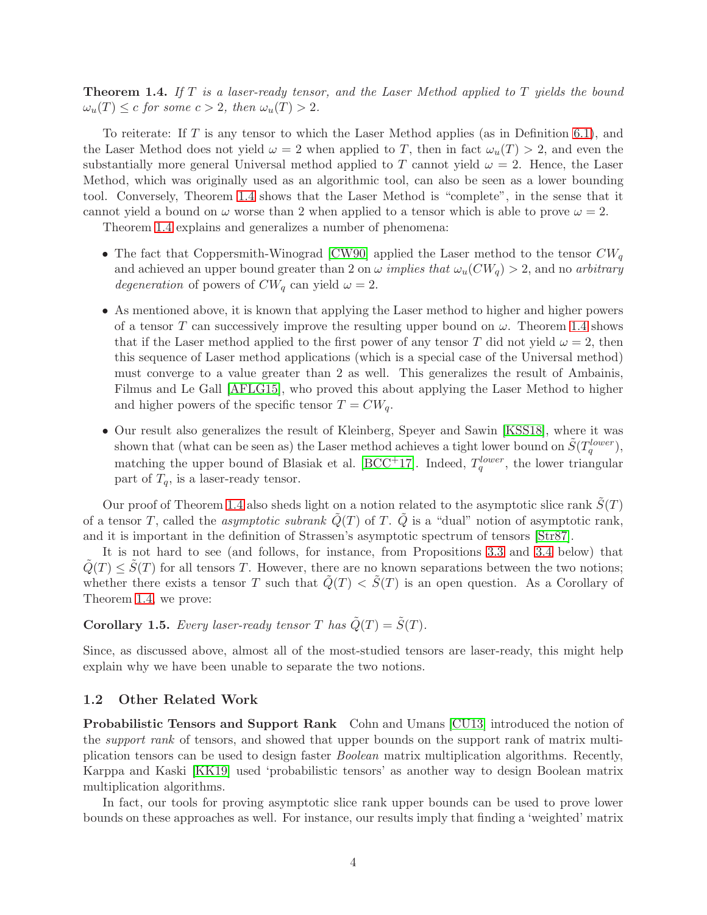**Theorem 1.4.** *If $T$ is a laser-ready tensor, and the Laser Method applied to $T$ yields the bound $\omega_u(T) \leq c$ for some $c > 2$, then $\omega_u(T) > 2$.*

To reiterate: If $T$ is any tensor to which the Laser Method applies (as in Definition 6.1), and the Laser Method does not yield $\omega = 2$ when applied to $T$, then in fact $\omega_u(T) > 2$, and even the substantially more general Universal method applied to $T$ cannot yield $\omega = 2$. Hence, the Laser Method, which was originally used as an algorithmic tool, can also be seen as a lower bounding tool. Conversely, Theorem 1.4 shows that the Laser Method is "complete", in the sense that it cannot yield a bound on $\omega$ worse than 2 when applied to a tensor which is able to prove $\omega = 2$.

Theorem 1.4 explains and generalizes a number of phenomena:

- The fact that Coppersmith-Winograd [CW90] applied the Laser method to the tensor $CW_q$ and achieved an upper bound greater than 2 on $\omega$ *implies that* $\omega_u(CW_q) > 2$, and no *arbitrary degeneration* of powers of $CW_q$ can yield $\omega = 2$.
- As mentioned above, it is known that applying the Laser method to higher and higher powers of a tensor $T$ can successively improve the resulting upper bound on $\omega$. Theorem 1.4 shows that if the Laser method applied to the first power of any tensor $T$ did not yield $\omega = 2$, then this sequence of Laser method applications (which is a special case of the Universal method) must converge to a value greater than 2 as well. This generalizes the result of Ambainis, Filmus and Le Gall [AFLG15], who proved this about applying the Laser Method to higher and higher powers of the specific tensor $T = CW_q$.
- Our result also generalizes the result of Kleinberg, Speyer and Sawin [KSS18], where it was shown that (what can be seen as) the Laser method achieves a tight lower bound on $\tilde{S}(T_q^{lower})$, matching the upper bound of Blasiak et al. [BCC+17]. Indeed, $T_q^{lower}$, the lower triangular part of $T_q$, is a laser-ready tensor.

Our proof of Theorem 1.4 also sheds light on a notion related to the asymptotic slice rank $\tilde{S}(T)$ of a tensor $T$, called the *asymptotic subrank* $\tilde{Q}(T)$ of $T$. $\tilde{Q}$ is a "dual" notion of asymptotic rank, and it is important in the definition of Strassen's asymptotic spectrum of tensors [Str87].

It is not hard to see (and follows, for instance, from Propositions 3.3 and 3.4 below) that $\tilde{Q}(T) \leq \tilde{S}(T)$ for all tensors $T$. However, there are no known separations between the two notions; whether there exists a tensor $T$ such that $\tilde{Q}(T) < \tilde{S}(T)$ is an open question. As a Corollary of Theorem 1.4, we prove:

**Corollary 1.5.** *Every laser-ready tensor $T$ has $\tilde{Q}(T) = \tilde{S}(T)$.*

Since, as discussed above, almost all of the most-studied tensors are laser-ready, this might help explain why we have been unable to separate the two notions.

## 1.2 Other Related Work

**Probabilistic Tensors and Support Rank** Cohn and Umans [CU13] introduced the notion of the *support rank* of tensors, and showed that upper bounds on the support rank of matrix multiplication tensors can be used to design faster *Boolean* matrix multiplication algorithms. Recently, Karppa and Kaski [KK19] used 'probabilistic tensors' as another way to design Boolean matrix multiplication algorithms.

In fact, our tools for proving asymptotic slice rank upper bounds can be used to prove lower bounds on these approaches as well. For instance, our results imply that finding a 'weighted' matrix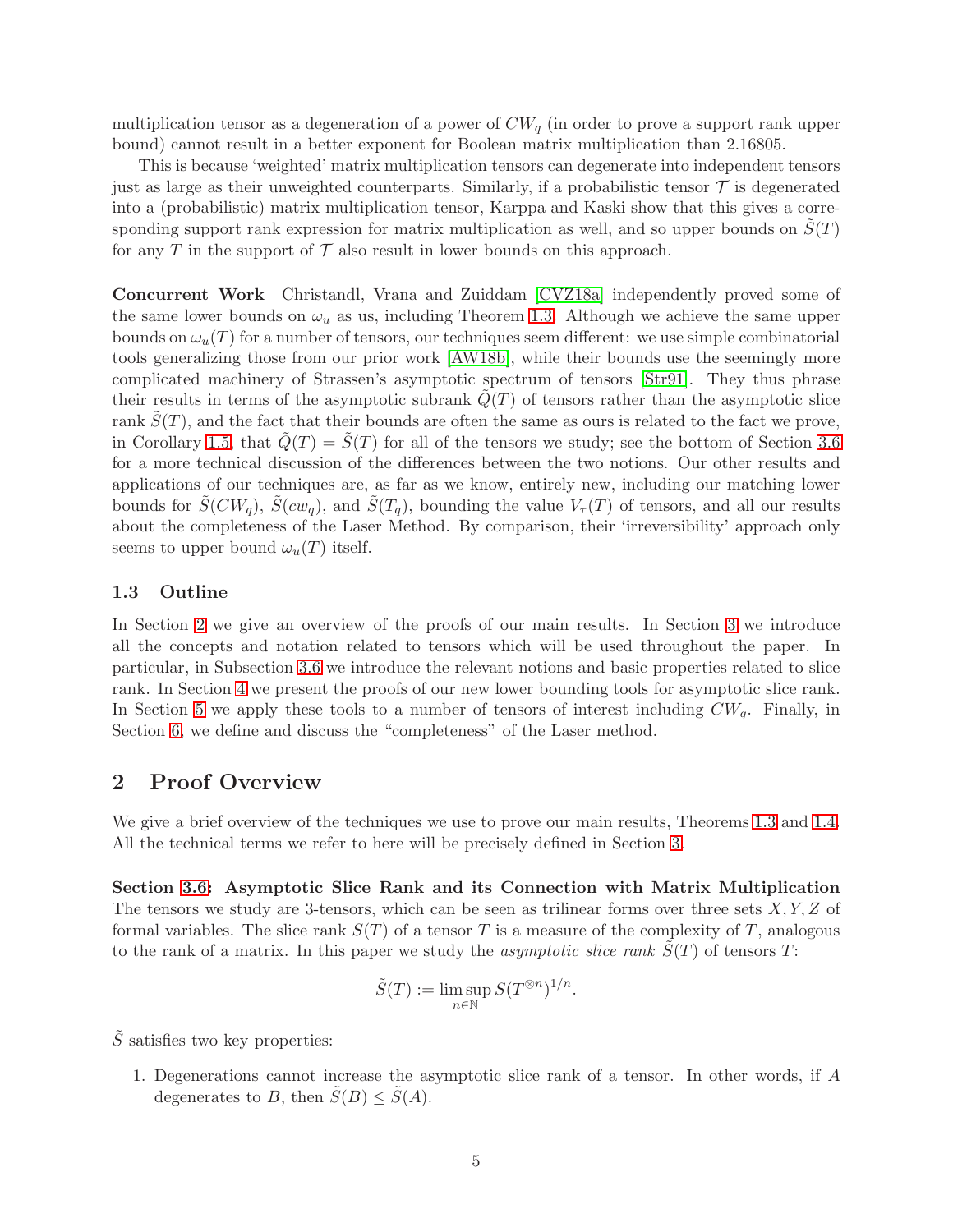multiplication tensor as a degeneration of a power of $CW_q$ (in order to prove a support rank upper bound) cannot result in a better exponent for Boolean matrix multiplication than 2.16805.

This is because 'weighted' matrix multiplication tensors can degenerate into independent tensors just as large as their unweighted counterparts. Similarly, if a probabilistic tensor $\mathcal{T}$ is degenerated into a (probabilistic) matrix multiplication tensor, Karppa and Kaski show that this gives a corresponding support rank expression for matrix multiplication as well, and so upper bounds on $\tilde{S}(T)$ for any $T$ in the support of $\mathcal{T}$ also result in lower bounds on this approach.

**Concurrent Work** Christandl, Vrana and Zuiddam [CVZ18a] independently proved some of the same lower bounds on $\omega_u$ as us, including Theorem 1.3. Although we achieve the same upper bounds on $\omega_u(T)$ for a number of tensors, our techniques seem different: we use simple combinatorial tools generalizing those from our prior work [AW18b], while their bounds use the seemingly more complicated machinery of Strassen's asymptotic spectrum of tensors [Str91]. They thus phrase their results in terms of the asymptotic subrank $\tilde{Q}(T)$ of tensors rather than the asymptotic slice rank $\tilde{S}(T)$, and the fact that their bounds are often the same as ours is related to the fact we prove, in Corollary 1.5, that $\tilde{Q}(T) = \tilde{S}(T)$ for all of the tensors we study; see the bottom of Section 3.6 for a more technical discussion of the differences between the two notions. Our other results and applications of our techniques are, as far as we know, entirely new, including our matching lower bounds for $\tilde{S}(CW_q)$, $\tilde{S}(cw_q)$, and $\tilde{S}(T_q)$, bounding the value $V_\tau(T)$ of tensors, and all our results about the completeness of the Laser Method. By comparison, their 'irreversibility' approach only seems to upper bound $\omega_u(T)$ itself.

### 1.3 Outline

In Section 2 we give an overview of the proofs of our main results. In Section 3 we introduce all the concepts and notation related to tensors which will be used throughout the paper. In particular, in Subsection 3.6 we introduce the relevant notions and basic properties related to slice rank. In Section 4 we present the proofs of our new lower bounding tools for asymptotic slice rank. In Section 5 we apply these tools to a number of tensors of interest including $CW_q$. Finally, in Section 6, we define and discuss the "completeness" of the Laser method.

## 2 Proof Overview

We give a brief overview of the techniques we use to prove our main results, Theorems 1.3 and 1.4. All the technical terms we refer to here will be precisely defined in Section 3.

**Section 3.6: Asymptotic Slice Rank and its Connection with Matrix Multiplication** The tensors we study are 3-tensors, which can be seen as trilinear forms over three sets $X, Y, Z$ of formal variables. The slice rank $S(T)$ of a tensor $T$ is a measure of the complexity of $T$, analogous to the rank of a matrix. In this paper we study the *asymptotic slice rank* $\tilde{S}(T)$ of tensors $T$:

$$\tilde{S}(T) := \limsup_{n \in \mathbb{N}} S(T^{\otimes n})^{1/n}.$$

$\tilde{S}$ satisfies two key properties:

1. Degenerations cannot increase the asymptotic slice rank of a tensor. In other words, if $A$ degenerates to $B$, then $\tilde{S}(B) \leq \tilde{S}(A)$.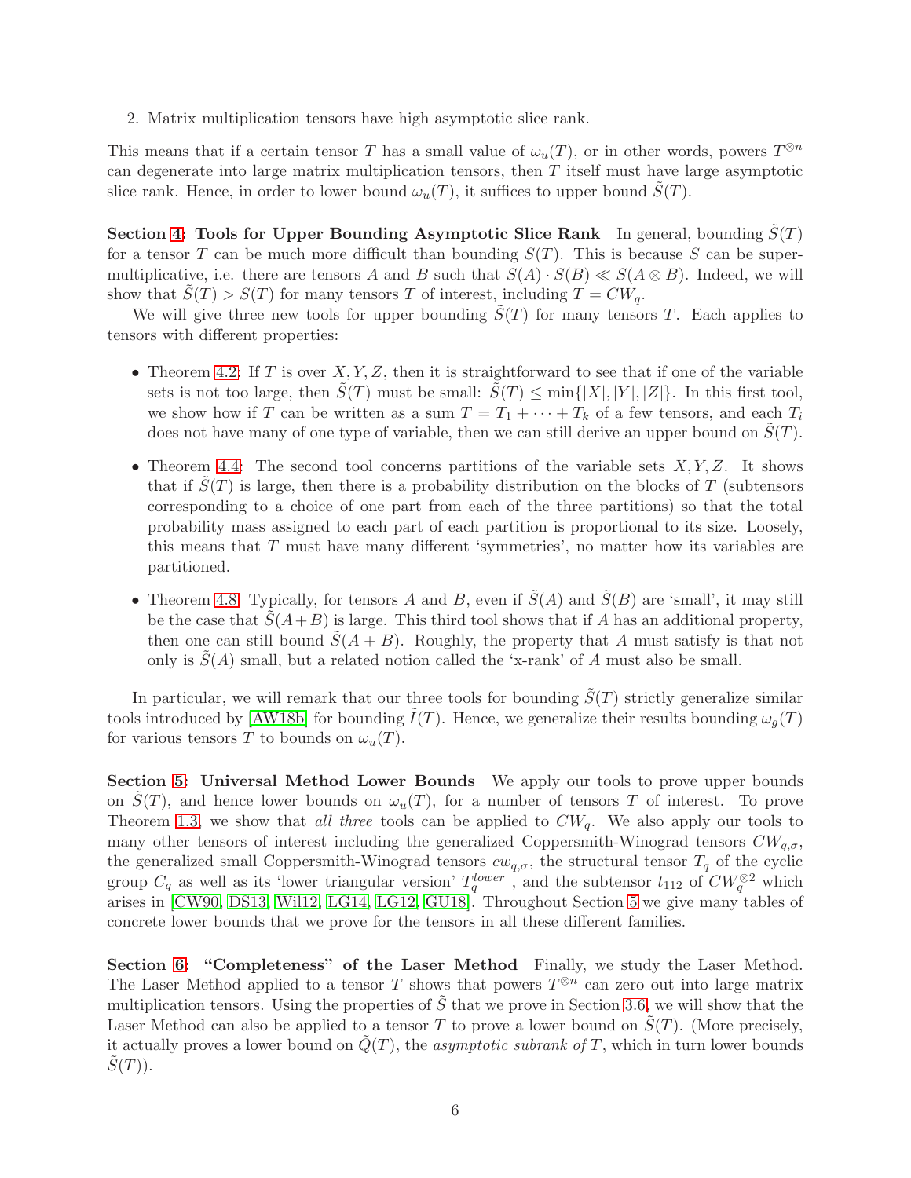2. Matrix multiplication tensors have high asymptotic slice rank.

This means that if a certain tensor $T$ has a small value of $\omega_u(T)$, or in other words, powers $T^{\otimes n}$ can degenerate into large matrix multiplication tensors, then $T$ itself must have large asymptotic slice rank. Hence, in order to lower bound $\omega_u(T)$, it suffices to upper bound $\tilde{S}(T)$.

**Section 4: Tools for Upper Bounding Asymptotic Slice Rank** In general, bounding $\tilde{S}(T)$ for a tensor $T$ can be much more difficult than bounding $S(T)$. This is because $S$ can be super-multiplicative, i.e. there are tensors $A$ and $B$ such that $S(A) \cdot S(B) \ll S(A \otimes B)$. Indeed, we will show that $\tilde{S}(T) > S(T)$ for many tensors $T$ of interest, including $T = CW_q$.

We will give three new tools for upper bounding $\tilde{S}(T)$ for many tensors $T$. Each applies to tensors with different properties:

- Theorem 4.2: If $T$ is over $X, Y, Z$, then it is straightforward to see that if one of the variable sets is not too large, then $\tilde{S}(T)$ must be small: $\tilde{S}(T) \leq \min\{|X|, |Y|, |Z|\}$. In this first tool, we show how if $T$ can be written as a sum $T = T_1 + \cdots + T_k$ of a few tensors, and each $T_i$ does not have many of one type of variable, then we can still derive an upper bound on $\tilde{S}(T)$.
- Theorem 4.4: The second tool concerns partitions of the variable sets $X, Y, Z$. It shows that if $\tilde{S}(T)$ is large, then there is a probability distribution on the blocks of $T$ (subtensors corresponding to a choice of one part from each of the three partitions) so that the total probability mass assigned to each part of each partition is proportional to its size. Loosely, this means that $T$ must have many different 'symmetries', no matter how its variables are partitioned.
- Theorem 4.8: Typically, for tensors $A$ and $B$, even if $\tilde{S}(A)$ and $\tilde{S}(B)$ are 'small', it may still be the case that $\tilde{S}(A+B)$ is large. This third tool shows that if $A$ has an additional property, then one can still bound $\tilde{S}(A+B)$. Roughly, the property that $A$ must satisfy is that not only is $\tilde{S}(A)$ small, but a related notion called the 'x-rank' of $A$ must also be small.

In particular, we will remark that our three tools for bounding $\tilde{S}(T)$ strictly generalize similar tools introduced by [AW18b] for bounding $\tilde{I}(T)$. Hence, we generalize their results bounding $\omega_g(T)$ for various tensors $T$ to bounds on $\omega_u(T)$.

**Section 5: Universal Method Lower Bounds** We apply our tools to prove upper bounds on $\tilde{S}(T)$, and hence lower bounds on $\omega_u(T)$, for a number of tensors $T$ of interest. To prove Theorem 1.3, we show that *all three* tools can be applied to $CW_q$. We also apply our tools to many other tensors of interest including the generalized Coppersmith-Winograd tensors $CW_{q,\sigma}$, the generalized small Coppersmith-Winograd tensors $cw_{q,\sigma}$, the structural tensor $T_q$ of the cyclic group $C_q$ as well as its 'lower triangular version' $T_q^{lower}$ , and the subtensor $t_{112}$ of $CW_q^{\otimes 2}$ which arises in [CW90, DS13, Wil12, LG14, LG12, GU18]. Throughout Section 5 we give many tables of concrete lower bounds that we prove for the tensors in all these different families.

**Section 6: "Completeness" of the Laser Method** Finally, we study the Laser Method. The Laser Method applied to a tensor $T$ shows that powers $T^{\otimes n}$ can zero out into large matrix multiplication tensors. Using the properties of $\tilde{S}$ that we prove in Section 3.6, we will show that the Laser Method can also be applied to a tensor $T$ to prove a lower bound on $\tilde{S}(T)$. (More precisely, it actually proves a lower bound on $\tilde{Q}(T)$, the *asymptotic subrank of* $T$, which in turn lower bounds $\tilde{S}(T)$).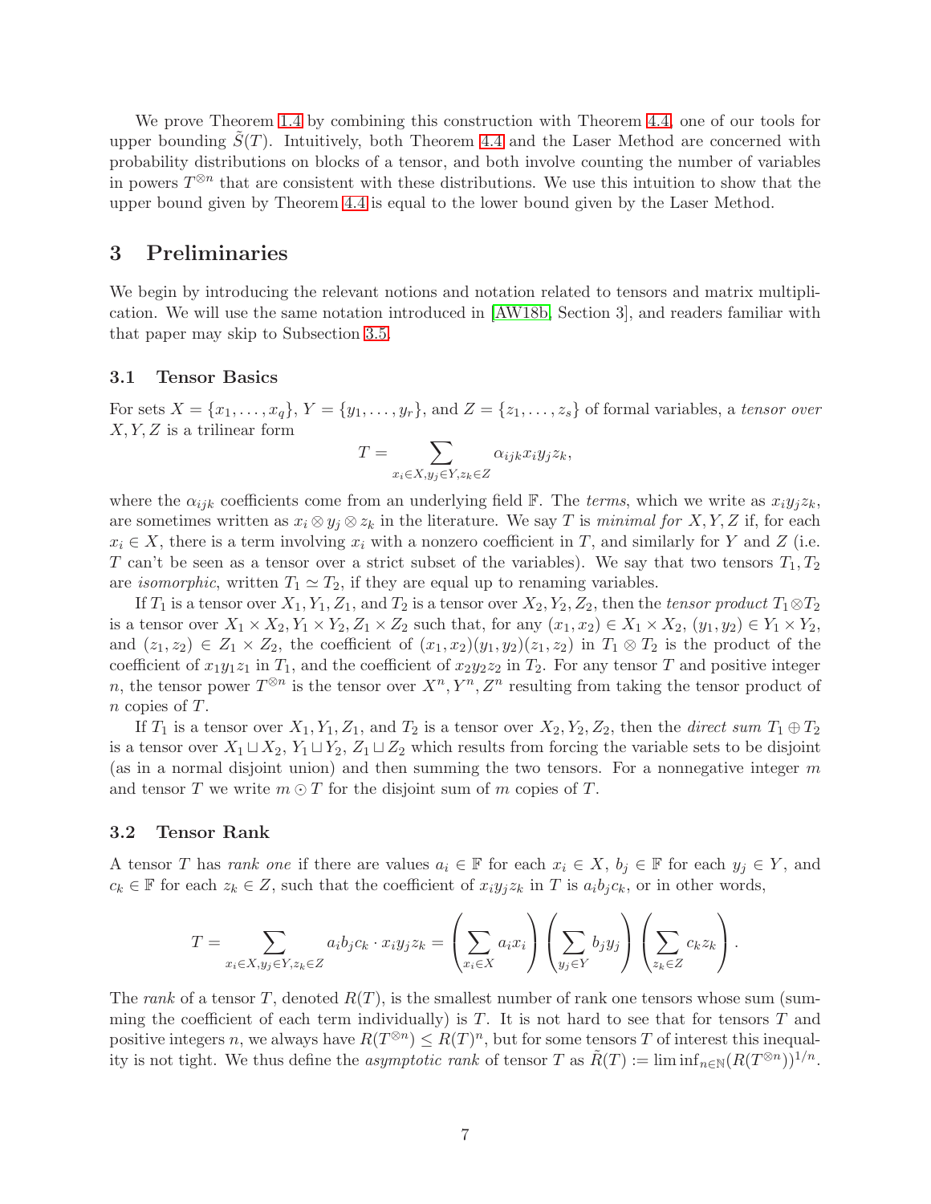We prove Theorem 1.4 by combining this construction with Theorem 4.4, one of our tools for upper bounding $\tilde{S}(T)$. Intuitively, both Theorem 4.4 and the Laser Method are concerned with probability distributions on blocks of a tensor, and both involve counting the number of variables in powers $T^{\otimes n}$ that are consistent with these distributions. We use this intuition to show that the upper bound given by Theorem 4.4 is equal to the lower bound given by the Laser Method.

# 3 Preliminaries

We begin by introducing the relevant notions and notation related to tensors and matrix multiplication. We will use the same notation introduced in [AW18b, Section 3], and readers familiar with that paper may skip to Subsection 3.5.

## 3.1 Tensor Basics

For sets $X = \{x_1, \ldots, x_q\}$, $Y = \{y_1, \ldots, y_r\}$, and $Z = \{z_1, \ldots, z_s\}$ of formal variables, a *tensor over* $X, Y, Z$ is a trilinear form

$$T = \sum_{x_i \in X, y_j \in Y, z_k \in Z} \alpha_{ijk} x_i y_j z_k,$$

where the $\alpha_{ijk}$ coefficients come from an underlying field $\mathbb{F}$. The *terms*, which we write as $x_i y_j z_k$, are sometimes written as $x_i \otimes y_j \otimes z_k$ in the literature. We say $T$ is *minimal for* $X, Y, Z$ if, for each $x_i \in X$, there is a term involving $x_i$ with a nonzero coefficient in $T$, and similarly for $Y$ and $Z$ (i.e. $T$ can't be seen as a tensor over a strict subset of the variables). We say that two tensors $T_1, T_2$ are *isomorphic*, written $T_1 \simeq T_2$, if they are equal up to renaming variables.

If $T_1$ is a tensor over $X_1, Y_1, Z_1$, and $T_2$ is a tensor over $X_2, Y_2, Z_2$, then the *tensor product* $T_1 \otimes T_2$ is a tensor over $X_1 \times X_2, Y_1 \times Y_2, Z_1 \times Z_2$ such that, for any $(x_1, x_2) \in X_1 \times X_2$, $(y_1, y_2) \in Y_1 \times Y_2$, and $(z_1, z_2) \in Z_1 \times Z_2$, the coefficient of $(x_1, x_2)(y_1, y_2)(z_1, z_2)$ in $T_1 \otimes T_2$ is the product of the coefficient of $x_1 y_1 z_1$ in $T_1$, and the coefficient of $x_2 y_2 z_2$ in $T_2$. For any tensor $T$ and positive integer $n$, the tensor power $T^{\otimes n}$ is the tensor over $X^n, Y^n, Z^n$ resulting from taking the tensor product of $n$ copies of $T$.

If $T_1$ is a tensor over $X_1, Y_1, Z_1$, and $T_2$ is a tensor over $X_2, Y_2, Z_2$, then the *direct sum* $T_1 \oplus T_2$ is a tensor over $X_1 \sqcup X_2$, $Y_1 \sqcup Y_2$, $Z_1 \sqcup Z_2$ which results from forcing the variable sets to be disjoint (as in a normal disjoint union) and then summing the two tensors. For a nonnegative integer $m$ and tensor $T$ we write $m \odot T$ for the disjoint sum of $m$ copies of $T$.

## 3.2 Tensor Rank

A tensor $T$ has *rank one* if there are values $a_i \in \mathbb{F}$ for each $x_i \in X$, $b_j \in \mathbb{F}$ for each $y_j \in Y$, and $c_k \in \mathbb{F}$ for each $z_k \in Z$, such that the coefficient of $x_i y_j z_k$ in $T$ is $a_i b_j c_k$, or in other words,

$$T = \sum_{x_i \in X, y_j \in Y, z_k \in Z} a_i b_j c_k \cdot x_i y_j z_k = \left( \sum_{x_i \in X} a_i x_i \right) \left( \sum_{y_j \in Y} b_j y_j \right) \left( \sum_{z_k \in Z} c_k z_k \right).$$

The *rank* of a tensor $T$, denoted $R(T)$, is the smallest number of rank one tensors whose sum (summing the coefficient of each term individually) is $T$. It is not hard to see that for tensors $T$ and positive integers $n$, we always have $R(T^{\otimes n}) \leq R(T)^n$, but for some tensors $T$ of interest this inequality is not tight. We thus define the *asymptotic rank* of tensor $T$ as $\tilde{R}(T) := \liminf_{n \in \mathbb{N}} (R(T^{\otimes n}))^{1/n}$.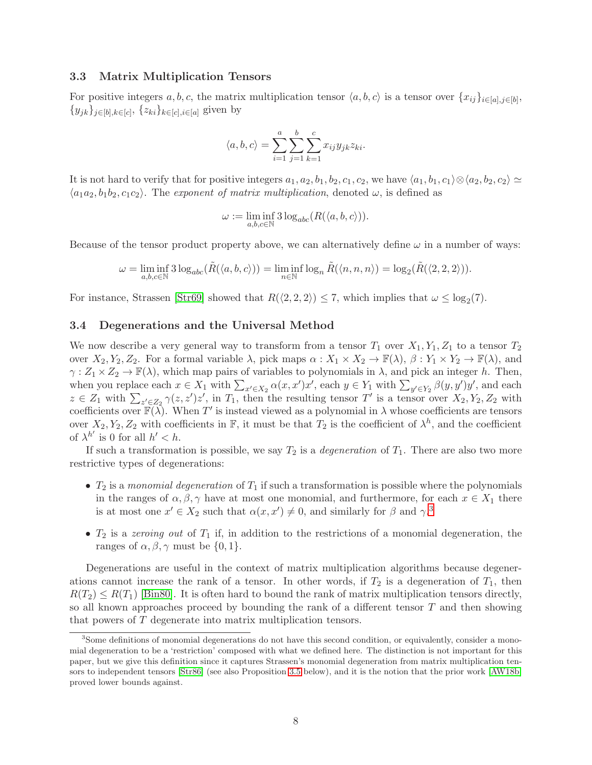### 3.3 Matrix Multiplication Tensors

For positive integers $a, b, c$, the matrix multiplication tensor $\langle a, b, c\rangle$ is a tensor over $\{x_{ij}\}_{i\in[a],j\in[b]}$, $\{y_{jk}\}_{j\in[b],k\in[c]}$, $\{z_{ki}\}_{k\in[c],i\in[a]}$ given by

$$\langle a, b, c\rangle = \sum_{i=1}^{a}\sum_{j=1}^{b}\sum_{k=1}^{c} x_{ij}y_{jk}z_{ki}.$$

It is not hard to verify that for positive integers $a_1, a_2, b_1, b_2, c_1, c_2$, we have $\langle a_1, b_1, c_1\rangle \otimes \langle a_2, b_2, c_2\rangle \simeq \langle a_1a_2, b_1b_2, c_1c_2\rangle$. The *exponent of matrix multiplication*, denoted $\omega$, is defined as

$$\omega := \liminf_{a,b,c\in\mathbb{N}} 3\log_{abc}(R(\langle a, b, c\rangle)).$$

Because of the tensor product property above, we can alternatively define $\omega$ in a number of ways:

$$\omega = \liminf_{a,b,c\in\mathbb{N}} 3\log_{abc}(\tilde{R}(\langle a, b, c\rangle)) = \liminf_{n\in\mathbb{N}} \log_n \tilde{R}(\langle n, n, n\rangle) = \log_2(\tilde{R}(\langle 2, 2, 2\rangle)).$$

For instance, Strassen [Str69] showed that $R(\langle 2, 2, 2\rangle) \leq 7$, which implies that $\omega \leq \log_2(7)$.

### 3.4 Degenerations and the Universal Method

We now describe a very general way to transform from a tensor $T_1$ over $X_1, Y_1, Z_1$ to a tensor $T_2$ over $X_2, Y_2, Z_2$. For a formal variable $\lambda$, pick maps $\alpha : X_1 \times X_2 \to \mathbb{F}(\lambda)$, $\beta : Y_1 \times Y_2 \to \mathbb{F}(\lambda)$, and $\gamma : Z_1 \times Z_2 \to \mathbb{F}(\lambda)$, which map pairs of variables to polynomials in $\lambda$, and pick an integer $h$. Then, when you replace each $x \in X_1$ with $\sum_{x'\in X_2} \alpha(x, x')x'$, each $y \in Y_1$ with $\sum_{y'\in Y_2} \beta(y, y')y'$, and each $z \in Z_1$ with $\sum_{z'\in Z_2} \gamma(z, z')z'$, in $T_1$, then the resulting tensor $T'$ is a tensor over $X_2, Y_2, Z_2$ with coefficients over $\mathbb{F}(\lambda)$. When $T'$ is instead viewed as a polynomial in $\lambda$ whose coefficients are tensors over $X_2, Y_2, Z_2$ with coefficients in $\mathbb{F}$, it must be that $T_2$ is the coefficient of $\lambda^h$, and the coefficient of $\lambda^{h'}$ is 0 for all $h' < h$.

If such a transformation is possible, we say $T_2$ is a *degeneration* of $T_1$. There are also two more restrictive types of degenerations:

- $T_2$ is a *monomial degeneration* of $T_1$ if such a transformation is possible where the polynomials in the ranges of $\alpha, \beta, \gamma$ have at most one monomial, and furthermore, for each $x \in X_1$ there is at most one $x' \in X_2$ such that $\alpha(x, x') \neq 0$, and similarly for $\beta$ and $\gamma$.[3]
- $T_2$ is a *zeroing out* of $T_1$ if, in addition to the restrictions of a monomial degeneration, the ranges of $\alpha, \beta, \gamma$ must be $\{0, 1\}$.

Degenerations are useful in the context of matrix multiplication algorithms because degenerations cannot increase the rank of a tensor. In other words, if $T_2$ is a degeneration of $T_1$, then $R(T_2) \leq R(T_1)$ [Bin80]. It is often hard to bound the rank of matrix multiplication tensors directly, so all known approaches proceed by bounding the rank of a different tensor $T$ and then showing that powers of $T$ degenerate into matrix multiplication tensors.

[3] Some definitions of monomial degenerations do not have this second condition, or equivalently, consider a monomial degeneration to be a 'restriction' composed with what we defined here. The distinction is not important for this paper, but we give this definition since it captures Strassen's monomial degeneration from matrix multiplication tensors to independent tensors [Str86] (see also Proposition 3.5 below), and it is the notion that the prior work [AW18b] proved lower bounds against.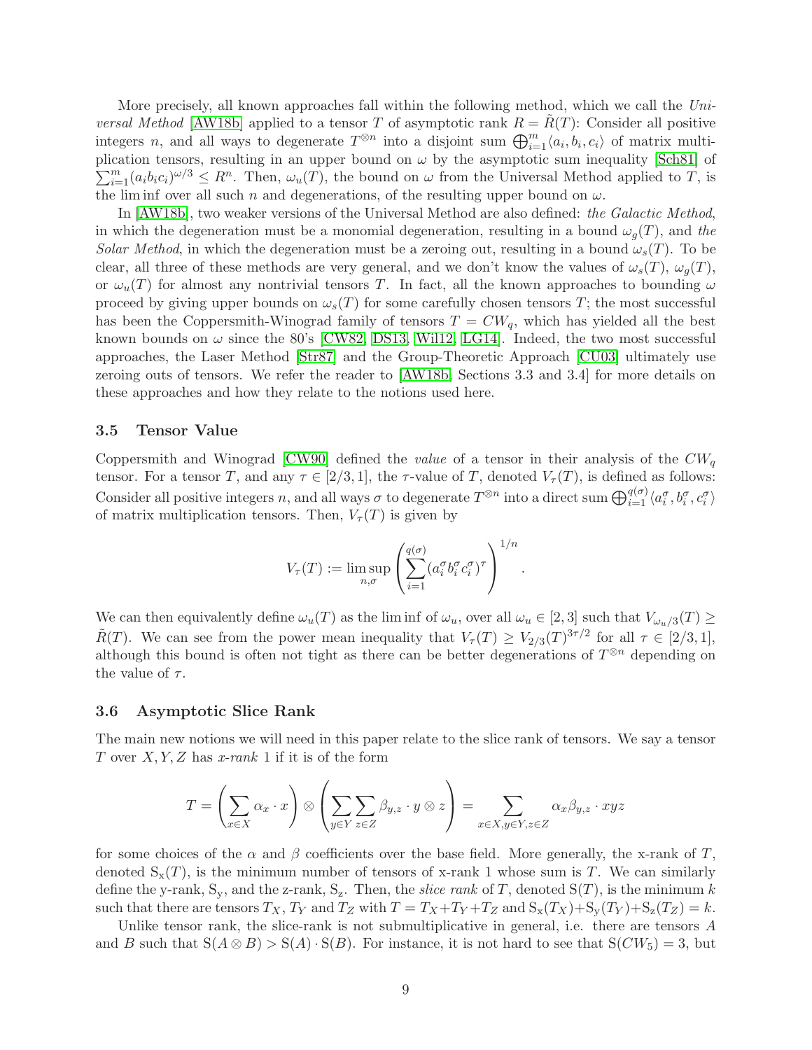More precisely, all known approaches fall within the following method, which we call the *Universal Method* [AW18b] applied to a tensor $T$ of asymptotic rank $R = \tilde{R}(T)$: Consider all positive integers $n$, and all ways to degenerate $T^{\otimes n}$ into a disjoint sum $\bigoplus_{i=1}^{m} \langle a_i, b_i, c_i \rangle$ of matrix multiplication tensors, resulting in an upper bound on $\omega$ by the asymptotic sum inequality [Sch81] of $\sum_{i=1}^{m} (a_i b_i c_i)^{\omega/3} \leq R^n$. Then, $\omega_u(T)$, the bound on $\omega$ from the Universal Method applied to $T$, is the lim inf over all such $n$ and degenerations, of the resulting upper bound on $\omega$.

In [AW18b], two weaker versions of the Universal Method are also defined: *the Galactic Method*, in which the degeneration must be a monomial degeneration, resulting in a bound $\omega_g(T)$, and *the Solar Method*, in which the degeneration must be a zeroing out, resulting in a bound $\omega_s(T)$. To be clear, all three of these methods are very general, and we don't know the values of $\omega_s(T)$, $\omega_g(T)$, or $\omega_u(T)$ for almost any nontrivial tensors $T$. In fact, all the known approaches to bounding $\omega$ proceed by giving upper bounds on $\omega_s(T)$ for some carefully chosen tensors $T$; the most successful has been the Coppersmith-Winograd family of tensors $T = CW_q$, which has yielded all the best known bounds on $\omega$ since the 80's [CW82, DS13, Wil12, LG14]. Indeed, the two most successful approaches, the Laser Method [Str87] and the Group-Theoretic Approach [CU03] ultimately use zeroing outs of tensors. We refer the reader to [AW18b, Sections 3.3 and 3.4] for more details on these approaches and how they relate to the notions used here.

### 3.5 Tensor Value

Coppersmith and Winograd [CW90] defined the *value* of a tensor in their analysis of the $CW_q$ tensor. For a tensor $T$, and any $\tau \in [2/3, 1]$, the $\tau$-value of $T$, denoted $V_\tau(T)$, is defined as follows: Consider all positive integers $n$, and all ways $\sigma$ to degenerate $T^{\otimes n}$ into a direct sum $\bigoplus_{i=1}^{q(\sigma)} \langle a_i^\sigma, b_i^\sigma, c_i^\sigma \rangle$ of matrix multiplication tensors. Then, $V_\tau(T)$ is given by

$$V_\tau(T) := \limsup_{n,\sigma} \left( \sum_{i=1}^{q(\sigma)} (a_i^\sigma b_i^\sigma c_i^\sigma)^\tau \right)^{1/n}.$$

We can then equivalently define $\omega_u(T)$ as the lim inf of $\omega_u$, over all $\omega_u \in [2, 3]$ such that $V_{\omega_u/3}(T) \geq \tilde{R}(T)$. We can see from the power mean inequality that $V_\tau(T) \geq V_{2/3}(T)^{3\tau/2}$ for all $\tau \in [2/3, 1]$, although this bound is often not tight as there can be better degenerations of $T^{\otimes n}$ depending on the value of $\tau$.

### 3.6 Asymptotic Slice Rank

The main new notions we will need in this paper relate to the slice rank of tensors. We say a tensor $T$ over $X, Y, Z$ has *x-rank* 1 if it is of the form

$$T = \left( \sum_{x \in X} \alpha_x \cdot x \right) \otimes \left( \sum_{y \in Y} \sum_{z \in Z} \beta_{y,z} \cdot y \otimes z \right) = \sum_{x \in X, y \in Y, z \in Z} \alpha_x \beta_{y,z} \cdot xyz$$

for some choices of the $\alpha$ and $\beta$ coefficients over the base field. More generally, the x-rank of $T$, denoted $\mathrm{S_x}(T)$, is the minimum number of tensors of x-rank 1 whose sum is $T$. We can similarly define the y-rank, $\mathrm{S_y}$, and the z-rank, $\mathrm{S_z}$. Then, the *slice rank* of $T$, denoted $\mathrm{S}(T)$, is the minimum $k$ such that there are tensors $T_X$, $T_Y$ and $T_Z$ with $T = T_X + T_Y + T_Z$ and $\mathrm{S_x}(T_X) + \mathrm{S_y}(T_Y) + \mathrm{S_z}(T_Z) = k$.

Unlike tensor rank, the slice-rank is not submultiplicative in general, i.e. there are tensors $A$ and $B$ such that $\mathrm{S}(A \otimes B) > \mathrm{S}(A) \cdot \mathrm{S}(B)$. For instance, it is not hard to see that $\mathrm{S}(CW_5) = 3$, but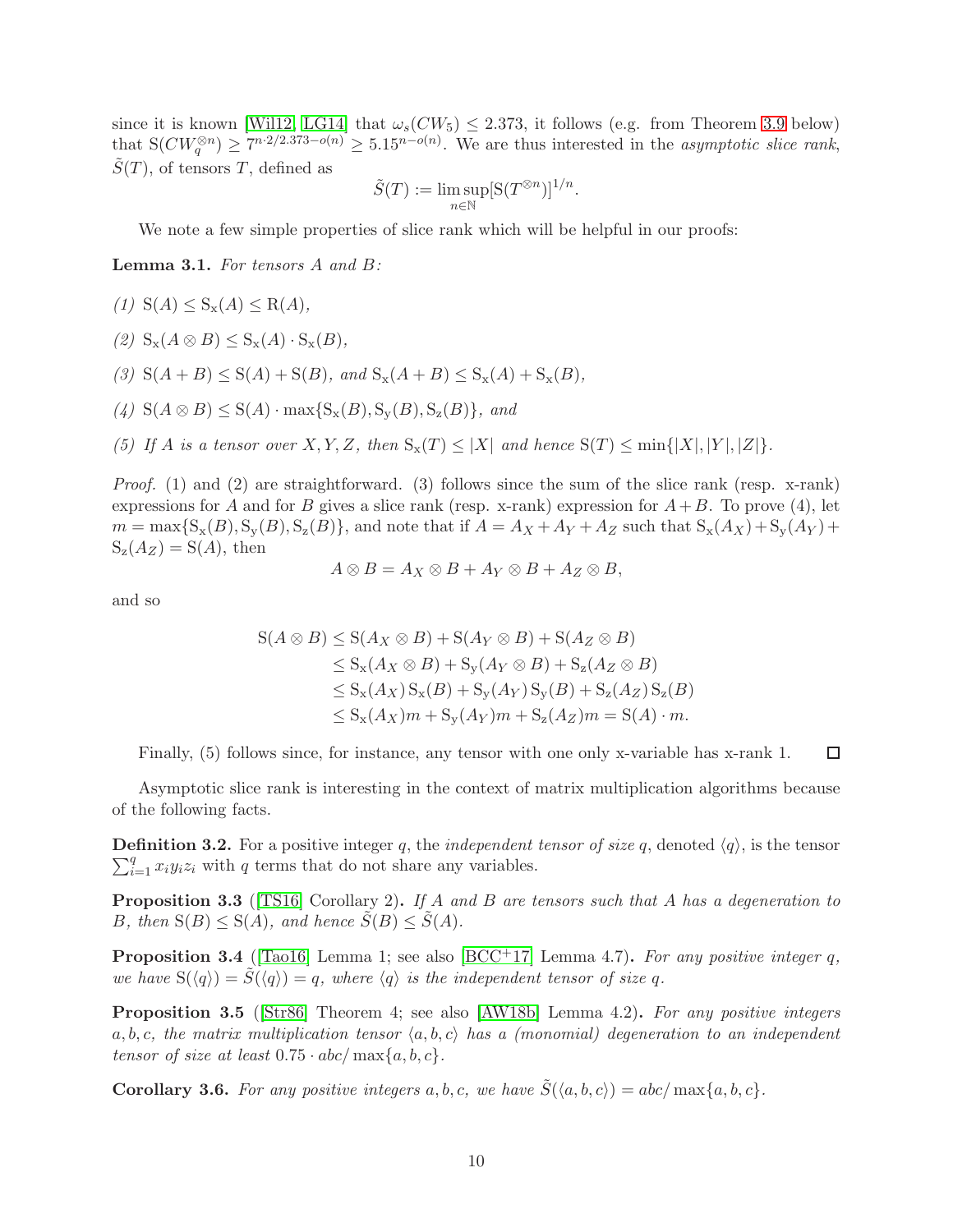since it is known [Wil12, LG14] that $\omega_s(CW_5) \leq 2.373$, it follows (e.g. from Theorem 3.9 below) that $\mathrm{S}(CW_q^{\otimes n}) \geq 7^{n \cdot 2/2.373 - o(n)} \geq 5.15^{n-o(n)}$. We are thus interested in the *asymptotic slice rank*, $\tilde{S}(T)$, of tensors $T$, defined as

$$\tilde{S}(T) := \limsup_{n \in \mathbb{N}} [\mathrm{S}(T^{\otimes n})]^{1/n}.$$

We note a few simple properties of slice rank which will be helpful in our proofs:

**Lemma 3.1.** *For tensors $A$ and $B$:*

*(1) $\mathrm{S}(A) \leq \mathrm{S_x}(A) \leq \mathrm{R}(A)$,*

*(2) $\mathrm{S_x}(A \otimes B) \leq \mathrm{S_x}(A) \cdot \mathrm{S_x}(B)$,*

*(3) $\mathrm{S}(A + B) \leq \mathrm{S}(A) + \mathrm{S}(B)$, and $\mathrm{S_x}(A + B) \leq \mathrm{S_x}(A) + \mathrm{S_x}(B)$,*

*(4) $\mathrm{S}(A \otimes B) \leq \mathrm{S}(A) \cdot \max\{\mathrm{S_x}(B), \mathrm{S_y}(B), \mathrm{S_z}(B)\}$, and*

*(5) If $A$ is a tensor over $X, Y, Z$, then $\mathrm{S_x}(T) \leq |X|$ and hence $\mathrm{S}(T) \leq \min\{|X|, |Y|, |Z|\}$.*

*Proof.* (1) and (2) are straightforward. (3) follows since the sum of the slice rank (resp. x-rank) expressions for A and for B gives a slice rank (resp. x-rank) expression for $A+B$. To prove (4), let $m = \max\{\mathrm{S_x}(B), \mathrm{S_y}(B), \mathrm{S_z}(B)\}$, and note that if $A = A_X + A_Y + A_Z$ such that $\mathrm{S_x}(A_X) + \mathrm{S_y}(A_Y) + \mathrm{S_z}(A_Z) = \mathrm{S}(A)$, then

$$A \otimes B = A_X \otimes B + A_Y \otimes B + A_Z \otimes B,$$

and so

$$\begin{aligned}
\mathrm{S}(A \otimes B) &\leq \mathrm{S}(A_X \otimes B) + \mathrm{S}(A_Y \otimes B) + \mathrm{S}(A_Z \otimes B) \\
&\leq \mathrm{S_x}(A_X \otimes B) + \mathrm{S_y}(A_Y \otimes B) + \mathrm{S_z}(A_Z \otimes B) \\
&\leq \mathrm{S_x}(A_X)\,\mathrm{S_x}(B) + \mathrm{S_y}(A_Y)\,\mathrm{S_y}(B) + \mathrm{S_z}(A_Z)\,\mathrm{S_z}(B) \\
&\leq \mathrm{S_x}(A_X) m + \mathrm{S_y}(A_Y) m + \mathrm{S_z}(A_Z) m = \mathrm{S}(A) \cdot m.
\end{aligned}$$

Finally, (5) follows since, for instance, any tensor with one only x-variable has x-rank 1. ☐

Asymptotic slice rank is interesting in the context of matrix multiplication algorithms because of the following facts.

**Definition 3.2.** For a positive integer $q$, the *independent tensor of size* $q$, denoted $\langle q \rangle$, is the tensor $\sum_{i=1}^{q} x_i y_i z_i$ with $q$ terms that do not share any variables.

**Proposition 3.3** ([TS16] Corollary 2)**.** *If $A$ and $B$ are tensors such that $A$ has a degeneration to $B$, then $\mathrm{S}(B) \leq \mathrm{S}(A)$, and hence $\tilde{S}(B) \leq \tilde{S}(A)$.*

**Proposition 3.4** ([Tao16] Lemma 1; see also [BCC+17] Lemma 4.7)**.** *For any positive integer $q$, we have $\mathrm{S}(\langle q \rangle) = \tilde{S}(\langle q \rangle) = q$, where $\langle q \rangle$ is the independent tensor of size $q$.*

**Proposition 3.5** ([Str86] Theorem 4; see also [AW18b] Lemma 4.2)**.** *For any positive integers $a, b, c$, the matrix multiplication tensor $\langle a, b, c \rangle$ has a (monomial) degeneration to an independent tensor of size at least $0.75 \cdot abc/\max\{a, b, c\}$.*

**Corollary 3.6.** *For any positive integers $a, b, c$, we have $\tilde{S}(\langle a, b, c \rangle) = abc/\max\{a, b, c\}$.*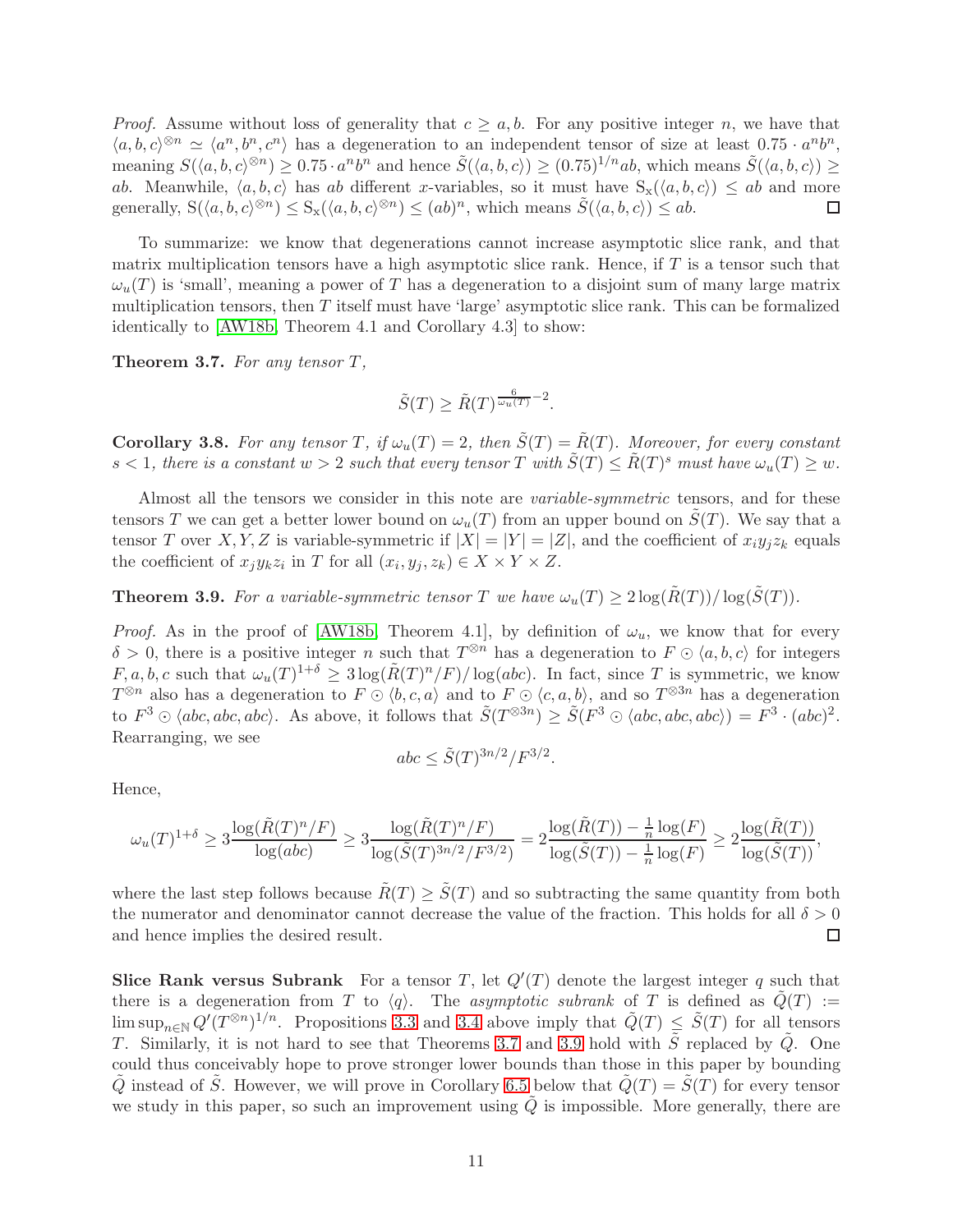*Proof.* Assume without loss of generality that $c \geq a, b$. For any positive integer $n$, we have that $\langle a,b,c\rangle^{\otimes n} \simeq \langle a^n, b^n, c^n\rangle$ has a degeneration to an independent tensor of size at least $0.75 \cdot a^n b^n$, meaning $S(\langle a,b,c\rangle^{\otimes n}) \geq 0.75 \cdot a^n b^n$ and hence $\tilde{S}(\langle a,b,c\rangle) \geq (0.75)^{1/n} ab$, which means $\tilde{S}(\langle a,b,c\rangle) \geq ab$. Meanwhile, $\langle a,b,c\rangle$ has $ab$ different $x$-variables, so it must have $\mathrm{S_x}(\langle a,b,c\rangle) \leq ab$ and more generally, $\mathrm{S}(\langle a,b,c\rangle^{\otimes n}) \leq \mathrm{S_x}(\langle a,b,c\rangle^{\otimes n}) \leq (ab)^n$, which means $\tilde{S}(\langle a,b,c\rangle) \leq ab$. □

To summarize: we know that degenerations cannot increase asymptotic slice rank, and that matrix multiplication tensors have a high asymptotic slice rank. Hence, if $T$ is a tensor such that $\omega_u(T)$ is 'small', meaning a power of $T$ has a degeneration to a disjoint sum of many large matrix multiplication tensors, then $T$ itself must have 'large' asymptotic slice rank. This can be formalized identically to [AW18b, Theorem 4.1 and Corollary 4.3] to show:

**Theorem 3.7.** *For any tensor $T$,*

$$\tilde{S}(T) \geq \tilde{R}(T)^{\frac{6}{\omega_u(T)} - 2}.$$

**Corollary 3.8.** *For any tensor $T$, if $\omega_u(T) = 2$, then $\tilde{S}(T) = \tilde{R}(T)$. Moreover, for every constant $s < 1$, there is a constant $w > 2$ such that every tensor $T$ with $\tilde{S}(T) \leq \tilde{R}(T)^s$ must have $\omega_u(T) \geq w$.*

Almost all the tensors we consider in this note are *variable-symmetric* tensors, and for these tensors $T$ we can get a better lower bound on $\omega_u(T)$ from an upper bound on $\tilde{S}(T)$. We say that a tensor $T$ over $X, Y, Z$ is variable-symmetric if $|X| = |Y| = |Z|$, and the coefficient of $x_i y_j z_k$ equals the coefficient of $x_j y_k z_i$ in $T$ for all $(x_i, y_j, z_k) \in X \times Y \times Z$.

**Theorem 3.9.** *For a variable-symmetric tensor $T$ we have $\omega_u(T) \geq 2\log(\tilde{R}(T))/\log(\tilde{S}(T))$.*

*Proof.* As in the proof of [AW18b, Theorem 4.1], by definition of $\omega_u$, we know that for every $\delta > 0$, there is a positive integer $n$ such that $T^{\otimes n}$ has a degeneration to $F \odot \langle a,b,c\rangle$ for integers $F, a, b, c$ such that $\omega_u(T)^{1+\delta} \geq 3\log(\tilde{R}(T)^n/F)/\log(abc)$. In fact, since $T$ is symmetric, we know $T^{\otimes n}$ also has a degeneration to $F \odot \langle b,c,a\rangle$ and to $F \odot \langle c,a,b\rangle$, and so $T^{\otimes 3n}$ has a degeneration to $F^3 \odot \langle abc, abc, abc\rangle$. As above, it follows that $\tilde{S}(T^{\otimes 3n}) \geq \tilde{S}(F^3 \odot \langle abc, abc, abc\rangle) = F^3 \cdot (abc)^2$. Rearranging, we see

$$abc \leq \tilde{S}(T)^{3n/2}/F^{3/2}.$$

Hence,

$$\omega_u(T)^{1+\delta} \geq 3\frac{\log(\tilde{R}(T)^n/F)}{\log(abc)} \geq 3\frac{\log(\tilde{R}(T)^n/F)}{\log(\tilde{S}(T)^{3n/2}/F^{3/2})} = 2\frac{\log(\tilde{R}(T)) - \frac{1}{n}\log(F)}{\log(\tilde{S}(T)) - \frac{1}{n}\log(F)} \geq 2\frac{\log(\tilde{R}(T))}{\log(\tilde{S}(T))},$$

where the last step follows because $\tilde{R}(T) \geq \tilde{S}(T)$ and so subtracting the same quantity from both the numerator and denominator cannot decrease the value of the fraction. This holds for all $\delta > 0$ and hence implies the desired result. □

**Slice Rank versus Subrank** For a tensor $T$, let $Q'(T)$ denote the largest integer $q$ such that there is a degeneration from $T$ to $\langle q\rangle$. The *asymptotic subrank* of $T$ is defined as $\tilde{Q}(T) := \limsup_{n\in\mathbb{N}} Q'(T^{\otimes n})^{1/n}$. Propositions 3.3 and 3.4 above imply that $\tilde{Q}(T) \leq \tilde{S}(T)$ for all tensors $T$. Similarly, it is not hard to see that Theorems 3.7 and 3.9 hold with $\tilde{S}$ replaced by $\tilde{Q}$. One could thus conceivably hope to prove stronger lower bounds than those in this paper by bounding $\tilde{Q}$ instead of $\tilde{S}$. However, we will prove in Corollary 6.5 below that $\tilde{Q}(T) = \tilde{S}(T)$ for every tensor we study in this paper, so such an improvement using $\tilde{Q}$ is impossible. More generally, there are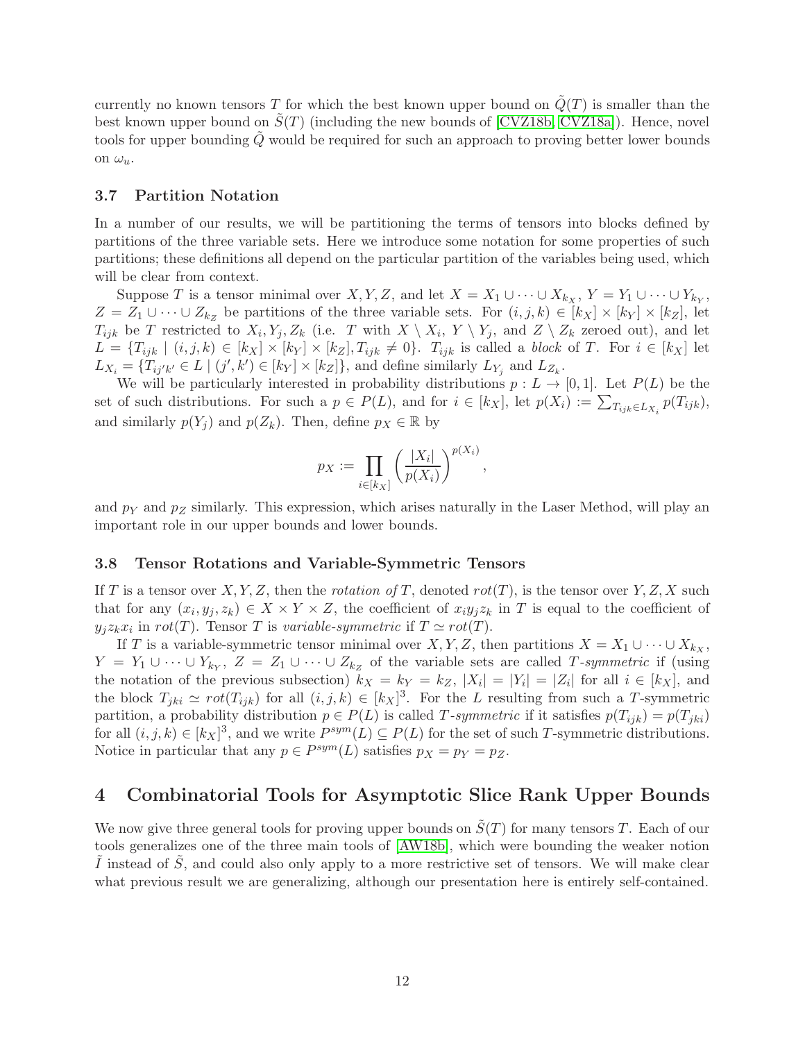currently no known tensors $T$ for which the best known upper bound on $\tilde{Q}(T)$ is smaller than the best known upper bound on $\tilde{S}(T)$ (including the new bounds of [CVZ18b, CVZ18a]). Hence, novel tools for upper bounding $\tilde{Q}$ would be required for such an approach to proving better lower bounds on $\omega_u$.

### 3.7 Partition Notation

In a number of our results, we will be partitioning the terms of tensors into blocks defined by partitions of the three variable sets. Here we introduce some notation for some properties of such partitions; these definitions all depend on the particular partition of the variables being used, which will be clear from context.

Suppose $T$ is a tensor minimal over $X, Y, Z$, and let $X = X_1 \cup \cdots \cup X_{k_X}$, $Y = Y_1 \cup \cdots \cup Y_{k_Y}$, $Z = Z_1 \cup \cdots \cup Z_{k_Z}$ be partitions of the three variable sets. For $(i, j, k) \in [k_X] \times [k_Y] \times [k_Z]$, let $T_{ijk}$ be $T$ restricted to $X_i, Y_j, Z_k$ (i.e. $T$ with $X \setminus X_i$, $Y \setminus Y_j$, and $Z \setminus Z_k$ zeroed out), and let $L = \{T_{ijk} \mid (i,j,k) \in [k_X] \times [k_Y] \times [k_Z], T_{ijk} \neq 0\}$. $T_{ijk}$ is called a *block* of $T$. For $i \in [k_X]$ let $L_{X_i} = \{T_{ij'k'} \in L \mid (j', k') \in [k_Y] \times [k_Z]\}$, and define similarly $L_{Y_j}$ and $L_{Z_k}$.

We will be particularly interested in probability distributions $p : L \to [0, 1]$. Let $P(L)$ be the set of such distributions. For such a $p \in P(L)$, and for $i \in [k_X]$, let $p(X_i) := \sum_{T_{ijk} \in L_{X_i}} p(T_{ijk})$, and similarly $p(Y_j)$ and $p(Z_k)$. Then, define $p_X \in \mathbb{R}$ by

$$p_X := \prod_{i \in [k_X]} \left( \frac{|X_i|}{p(X_i)} \right)^{p(X_i)},$$

and $p_Y$ and $p_Z$ similarly. This expression, which arises naturally in the Laser Method, will play an important role in our upper bounds and lower bounds.

### 3.8 Tensor Rotations and Variable-Symmetric Tensors

If $T$ is a tensor over $X, Y, Z$, then the *rotation of* $T$, denoted $rot(T)$, is the tensor over $Y, Z, X$ such that for any $(x_i, y_j, z_k) \in X \times Y \times Z$, the coefficient of $x_i y_j z_k$ in $T$ is equal to the coefficient of $y_j z_k x_i$ in $rot(T)$. Tensor $T$ is *variable-symmetric* if $T \simeq rot(T)$.

If $T$ is a variable-symmetric tensor minimal over $X, Y, Z$, then partitions $X = X_1 \cup \cdots \cup X_{k_X}$, $Y = Y_1 \cup \cdots \cup Y_{k_Y}$, $Z = Z_1 \cup \cdots \cup Z_{k_Z}$ of the variable sets are called $T$*-symmetric* if (using the notation of the previous subsection) $k_X = k_Y = k_Z$, $|X_i| = |Y_i| = |Z_i|$ for all $i \in [k_X]$, and the block $T_{jki} \simeq rot(T_{ijk})$ for all $(i, j, k) \in [k_X]^3$. For the $L$ resulting from such a $T$-symmetric partition, a probability distribution $p \in P(L)$ is called $T$*-symmetric* if it satisfies $p(T_{ijk}) = p(T_{jki})$ for all $(i, j, k) \in [k_X]^3$, and we write $P^{sym}(L) \subseteq P(L)$ for the set of such $T$-symmetric distributions. Notice in particular that any $p \in P^{sym}(L)$ satisfies $p_X = p_Y = p_Z$.

## 4 Combinatorial Tools for Asymptotic Slice Rank Upper Bounds

We now give three general tools for proving upper bounds on $\tilde{S}(T)$ for many tensors $T$. Each of our tools generalizes one of the three main tools of [AW18b], which were bounding the weaker notion $\tilde{I}$ instead of $\tilde{S}$, and could also only apply to a more restrictive set of tensors. We will make clear what previous result we are generalizing, although our presentation here is entirely self-contained.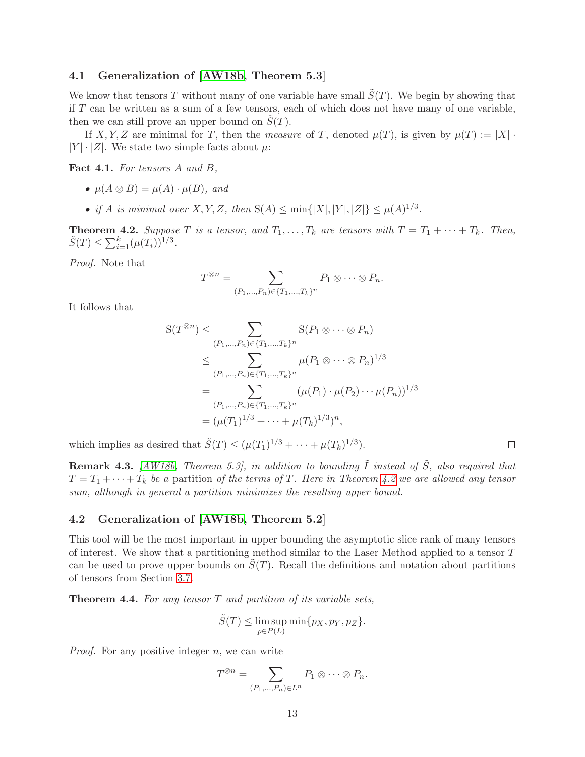### 4.1 Generalization of [AW18b, Theorem 5.3]

We know that tensors $T$ without many of one variable have small $\tilde{S}(T)$. We begin by showing that if $T$ can be written as a sum of a few tensors, each of which does not have many of one variable, then we can still prove an upper bound on $\tilde{S}(T)$.

If $X, Y, Z$ are minimal for $T$, then the *measure* of $T$, denoted $\mu(T)$, is given by $\mu(T) := |X| \cdot |Y| \cdot |Z|$. We state two simple facts about $\mu$:

**Fact 4.1.** *For tensors $A$ and $B$,*

- *$\mu(A \otimes B) = \mu(A) \cdot \mu(B)$, and*
- *if $A$ is minimal over $X, Y, Z$, then $\mathrm{S}(A) \leq \min\{|X|, |Y|, |Z|\} \leq \mu(A)^{1/3}$.*

**Theorem 4.2.** *Suppose $T$ is a tensor, and $T_1, \ldots, T_k$ are tensors with $T = T_1 + \cdots + T_k$. Then, $\tilde{S}(T) \leq \sum_{i=1}^{k} (\mu(T_i))^{1/3}$.*

*Proof.* Note that

$$T^{\otimes n} = \sum_{(P_1,\ldots,P_n) \in \{T_1,\ldots,T_k\}^n} P_1 \otimes \cdots \otimes P_n.$$

It follows that

$$\begin{aligned}
\mathrm{S}(T^{\otimes n}) &\leq \sum_{(P_1,\ldots,P_n) \in \{T_1,\ldots,T_k\}^n} \mathrm{S}(P_1 \otimes \cdots \otimes P_n) \\
&\leq \sum_{(P_1,\ldots,P_n) \in \{T_1,\ldots,T_k\}^n} \mu(P_1 \otimes \cdots \otimes P_n)^{1/3} \\
&= \sum_{(P_1,\ldots,P_n) \in \{T_1,\ldots,T_k\}^n} (\mu(P_1) \cdot \mu(P_2) \cdots \mu(P_n))^{1/3} \\
&= (\mu(T_1)^{1/3} + \cdots + \mu(T_k)^{1/3})^n,
\end{aligned}$$

which implies as desired that $\tilde{S}(T) \leq (\mu(T_1)^{1/3} + \cdots + \mu(T_k)^{1/3})$. $\square$

**Remark 4.3.** *[AW18b, Theorem 5.3], in addition to bounding $\tilde{I}$ instead of $\tilde{S}$, also required that $T = T_1 + \cdots + T_k$ be a* partition *of the terms of $T$. Here in Theorem 4.2 we are allowed any tensor sum, although in general a partition minimizes the resulting upper bound.*

### 4.2 Generalization of [AW18b, Theorem 5.2]

This tool will be the most important in upper bounding the asymptotic slice rank of many tensors of interest. We show that a partitioning method similar to the Laser Method applied to a tensor $T$ can be used to prove upper bounds on $\tilde{S}(T)$. Recall the definitions and notation about partitions of tensors from Section 3.7.

**Theorem 4.4.** *For any tensor $T$ and partition of its variable sets,*

$$\tilde{S}(T) \leq \limsup_{p \in P(L)} \min\{p_X, p_Y, p_Z\}.$$

*Proof.* For any positive integer $n$, we can write

$$T^{\otimes n} = \sum_{(P_1,\ldots,P_n) \in L^n} P_1 \otimes \cdots \otimes P_n.$$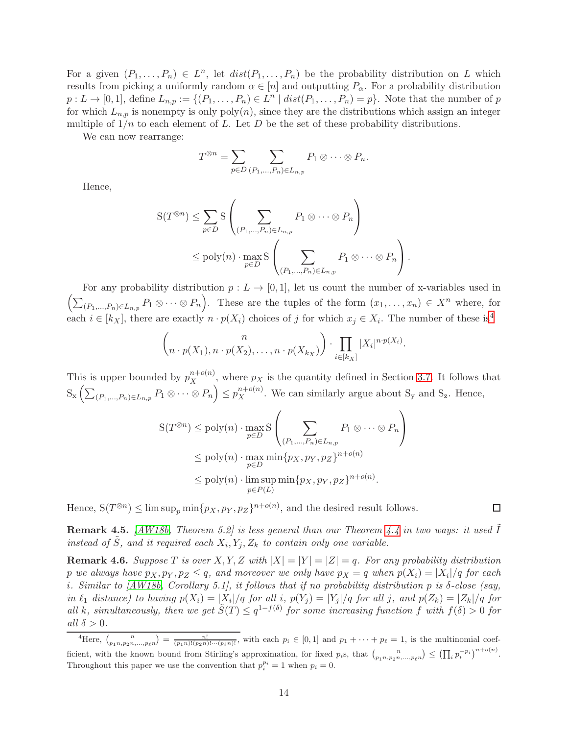For a given $(P_1, \ldots, P_n) \in L^n$, let $dist(P_1, \ldots, P_n)$ be the probability distribution on $L$ which results from picking a uniformly random $\alpha \in [n]$ and outputting $P_\alpha$. For a probability distribution $p : L \to [0,1]$, define $L_{n,p} := \{(P_1, \ldots, P_n) \in L^n \mid dist(P_1, \ldots, P_n) = p\}$. Note that the number of $p$ for which $L_{n,p}$ is nonempty is only $\text{poly}(n)$, since they are the distributions which assign an integer multiple of $1/n$ to each element of $L$. Let $D$ be the set of these probability distributions.

We can now rearrange:

$$T^{\otimes n} = \sum_{p \in D} \sum_{(P_1,\ldots,P_n) \in L_{n,p}} P_1 \otimes \cdots \otimes P_n.$$

Hence,

$$\begin{aligned}
\mathrm{S}(T^{\otimes n}) &\leq \sum_{p \in D} \mathrm{S}\left( \sum_{(P_1,\ldots,P_n) \in L_{n,p}} P_1 \otimes \cdots \otimes P_n \right) \\
&\leq \text{poly}(n) \cdot \max_{p \in D} \mathrm{S}\left( \sum_{(P_1,\ldots,P_n) \in L_{n,p}} P_1 \otimes \cdots \otimes P_n \right).
\end{aligned}$$

For any probability distribution $p : L \to [0,1]$, let us count the number of x-variables used in $\left(\sum_{(P_1,\ldots,P_n) \in L_{n,p}} P_1 \otimes \cdots \otimes P_n\right)$. These are the tuples of the form $(x_1, \ldots, x_n) \in X^n$ where, for each $i \in [k_X]$, there are exactly $n \cdot p(X_i)$ choices of $j$ for which $x_j \in X_i$. The number of these is[4]

$$\binom{n}{n \cdot p(X_1), n \cdot p(X_2), \ldots, n \cdot p(X_{k_X})} \cdot \prod_{i \in [k_X]} |X_i|^{n \cdot p(X_i)}.$$

This is upper bounded by $p_X^{n+o(n)}$, where $p_X$ is the quantity defined in Section 3.7. It follows that $\mathrm{S}_\mathrm{x}\left(\sum_{(P_1,\ldots,P_n) \in L_{n,p}} P_1 \otimes \cdots \otimes P_n\right) \leq p_X^{n+o(n)}$. We can similarly argue about $\mathrm{S}_\mathrm{y}$ and $\mathrm{S}_\mathrm{z}$. Hence,

$$\begin{aligned}
\mathrm{S}(T^{\otimes n}) &\leq \text{poly}(n) \cdot \max_{p \in D} \mathrm{S}\left( \sum_{(P_1,\ldots,P_n) \in L_{n,p}} P_1 \otimes \cdots \otimes P_n \right) \\
&\leq \text{poly}(n) \cdot \max_{p \in D} \min\{p_X, p_Y, p_Z\}^{n+o(n)} \\
&\leq \text{poly}(n) \cdot \limsup_{p \in P(L)} \min\{p_X, p_Y, p_Z\}^{n+o(n)}.
\end{aligned}$$

Hence, $\mathrm{S}(T^{\otimes n}) \leq \limsup_p \min\{p_X, p_Y, p_Z\}^{n+o(n)}$, and the desired result follows. □

**Remark 4.5.** *[AW18b, Theorem 5.2] is less general than our Theorem 4.4 in two ways: it used $\tilde{I}$ instead of $\tilde{S}$, and it required each $X_i, Y_j, Z_k$ to contain only one variable.*

**Remark 4.6.** *Suppose $T$ is over $X, Y, Z$ with $|X| = |Y| = |Z| = q$. For any probability distribution $p$ we always have $p_X, p_Y, p_Z \leq q$, and moreover we only have $p_X = q$ when $p(X_i) = |X_i|/q$ for each $i$. Similar to [AW18b, Corollary 5.1], it follows that if no probability distribution $p$ is $\delta$-close (say, in $\ell_1$ distance) to having $p(X_i) = |X_i|/q$ for all $i$, $p(Y_j) = |Y_j|/q$ for all $j$, and $p(Z_k) = |Z_k|/q$ for all $k$, simultaneously, then we get $\tilde{S}(T) \leq q^{1-f(\delta)}$ for some increasing function $f$ with $f(\delta) > 0$ for all $\delta > 0$.*

---

[4] Here, $\binom{n}{p_1 n, p_2 n, \ldots, p_\ell n} = \frac{n!}{(p_1 n)!(p_2 n)! \cdots (p_\ell n)!}$, with each $p_i \in [0,1]$ and $p_1 + \cdots + p_\ell = 1$, is the multinomial coefficient, with the known bound from Stirling's approximation, for fixed $p_i$s, that $\binom{n}{p_1 n, p_2 n, \ldots, p_\ell n} \leq \left(\prod_i p_i^{-p_i}\right)^{n+o(n)}$. Throughout this paper we use the convention that $p_i^{p_i} = 1$ when $p_i = 0$.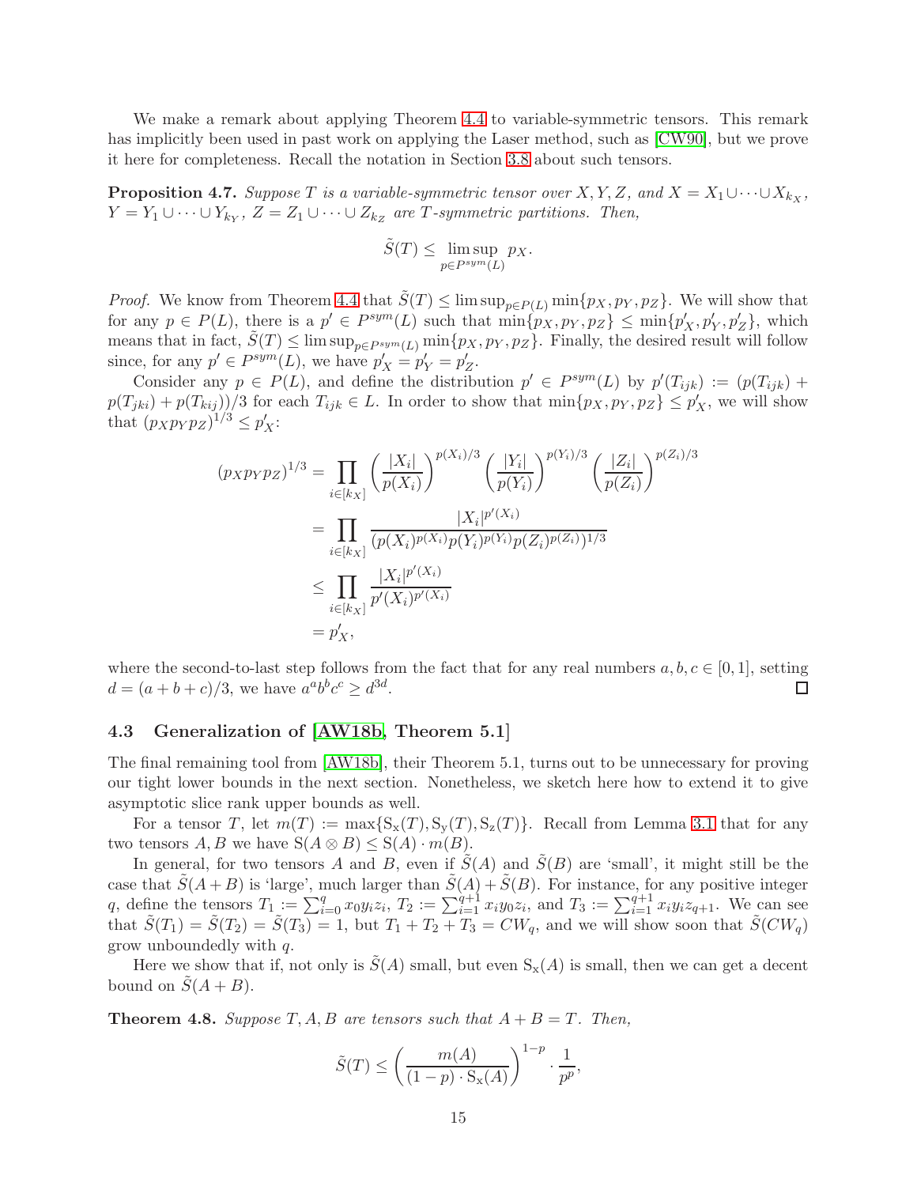We make a remark about applying Theorem 4.4 to variable-symmetric tensors. This remark has implicitly been used in past work on applying the Laser method, such as [CW90], but we prove it here for completeness. Recall the notation in Section 3.8 about such tensors.

**Proposition 4.7.** *Suppose $T$ is a variable-symmetric tensor over $X, Y, Z$, and $X = X_1 \cup \cdots \cup X_{k_X}$, $Y = Y_1 \cup \cdots \cup Y_{k_Y}$, $Z = Z_1 \cup \cdots \cup Z_{k_Z}$ are $T$-symmetric partitions. Then,*

$$\tilde{S}(T) \leq \limsup_{p \in P^{sym}(L)} p_X.$$

*Proof.* We know from Theorem 4.4 that $\tilde{S}(T) \leq \limsup_{p \in P(L)} \min\{p_X, p_Y, p_Z\}$. We will show that for any $p \in P(L)$, there is a $p' \in P^{sym}(L)$ such that $\min\{p_X, p_Y, p_Z\} \leq \min\{p'_X, p'_Y, p'_Z\}$, which means that in fact, $\tilde{S}(T) \leq \limsup_{p \in P^{sym}(L)} \min\{p_X, p_Y, p_Z\}$. Finally, the desired result will follow since, for any $p' \in P^{sym}(L)$, we have $p'_X = p'_Y = p'_Z$.

Consider any $p \in P(L)$, and define the distribution $p' \in P^{sym}(L)$ by $p'(T_{ijk}) := (p(T_{ijk}) + p(T_{jki}) + p(T_{kij}))/3$ for each $T_{ijk} \in L$. In order to show that $\min\{p_X, p_Y, p_Z\} \leq p'_X$, we will show that $(p_X p_Y p_Z)^{1/3} \leq p'_X$:

$$\begin{aligned}
(p_X p_Y p_Z)^{1/3} &= \prod_{i \in [k_X]} \left(\frac{|X_i|}{p(X_i)}\right)^{p(X_i)/3} \left(\frac{|Y_i|}{p(Y_i)}\right)^{p(Y_i)/3} \left(\frac{|Z_i|}{p(Z_i)}\right)^{p(Z_i)/3} \\
&= \prod_{i \in [k_X]} \frac{|X_i|^{p'(X_i)}}{(p(X_i)^{p(X_i)} p(Y_i)^{p(Y_i)} p(Z_i)^{p(Z_i)})^{1/3}} \\
&\leq \prod_{i \in [k_X]} \frac{|X_i|^{p'(X_i)}}{p'(X_i)^{p'(X_i)}} \\
&= p'_X,
\end{aligned}$$

where the second-to-last step follows from the fact that for any real numbers $a, b, c \in [0, 1]$, setting $d = (a + b + c)/3$, we have $a^a b^b c^c \geq d^{3d}$. ◻

### 4.3 Generalization of [AW18b, Theorem 5.1]

The final remaining tool from [AW18b], their Theorem 5.1, turns out to be unnecessary for proving our tight lower bounds in the next section. Nonetheless, we sketch here how to extend it to give asymptotic slice rank upper bounds as well.

For a tensor $T$, let $m(T) := \max\{\mathrm{S_x}(T), \mathrm{S_y}(T), \mathrm{S_z}(T)\}$. Recall from Lemma 3.1 that for any two tensors $A, B$ we have $\mathrm{S}(A \otimes B) \leq \mathrm{S}(A) \cdot m(B)$.

In general, for two tensors $A$ and $B$, even if $\tilde{S}(A)$ and $\tilde{S}(B)$ are 'small', it might still be the case that $\tilde{S}(A+B)$ is 'large', much larger than $\tilde{S}(A) + \tilde{S}(B)$. For instance, for any positive integer $q$, define the tensors $T_1 := \sum_{i=0}^{q} x_0 y_i z_i$, $T_2 := \sum_{i=1}^{q+1} x_i y_0 z_i$, and $T_3 := \sum_{i=1}^{q+1} x_i y_i z_{q+1}$. We can see that $\tilde{S}(T_1) = \tilde{S}(T_2) = \tilde{S}(T_3) = 1$, but $T_1 + T_2 + T_3 = CW_q$, and we will show soon that $\tilde{S}(CW_q)$ grow unboundedly with $q$.

Here we show that if, not only is $\tilde{S}(A)$ small, but even $\mathrm{S_x}(A)$ is small, then we can get a decent bound on $\tilde{S}(A + B)$.

**Theorem 4.8.** *Suppose $T, A, B$ are tensors such that $A + B = T$. Then,*

$$\tilde{S}(T) \leq \left(\frac{m(A)}{(1-p) \cdot \mathrm{S_x}(A)}\right)^{1-p} \cdot \frac{1}{p^p},$$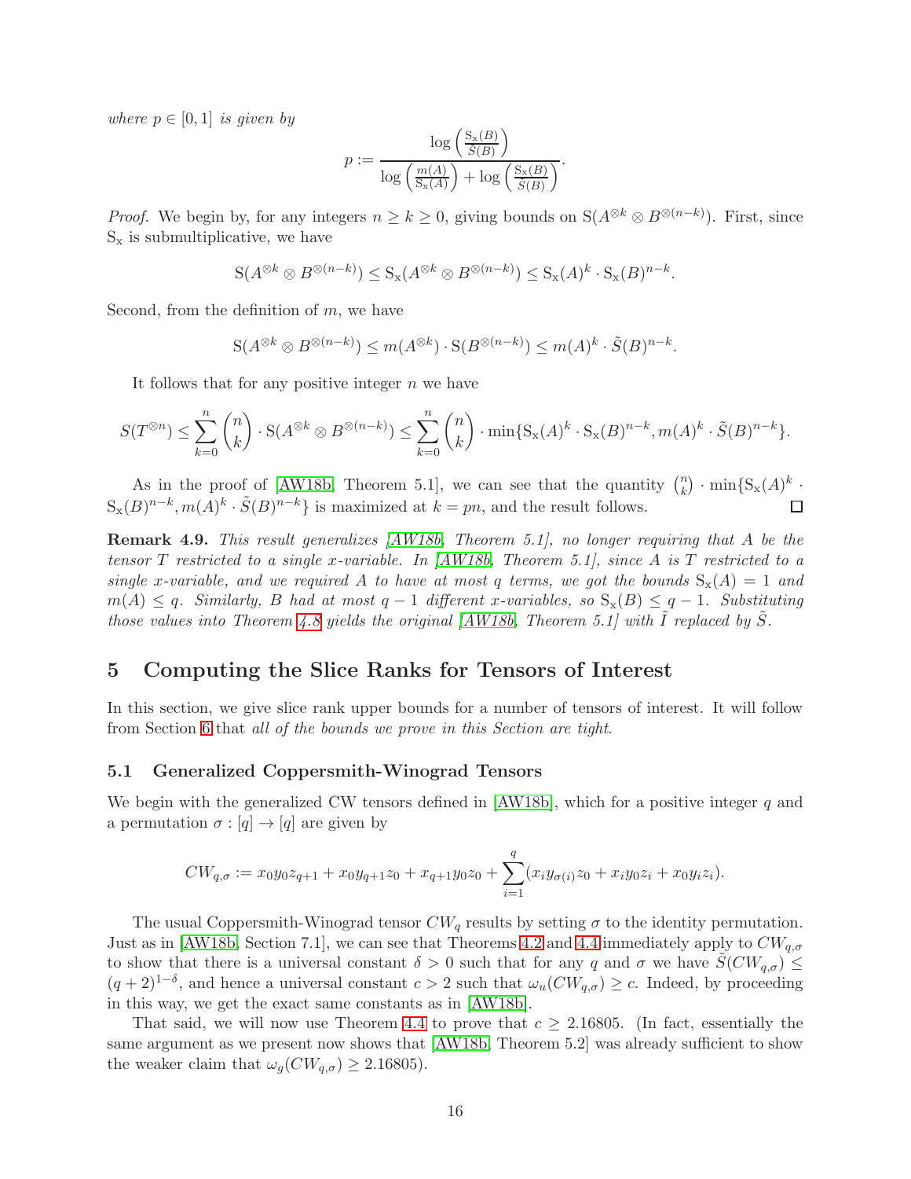*where $p \in [0,1]$ is given by*

$$p := \frac{\log\left(\frac{\mathrm{S_x}(B)}{\tilde{S}(B)}\right)}{\log\left(\frac{m(A)}{\mathrm{S_x}(A)}\right) + \log\left(\frac{\mathrm{S_x}(B)}{\tilde{S}(B)}\right)}.$$

*Proof.* We begin by, for any integers $n \geq k \geq 0$, giving bounds on $\mathrm{S}(A^{\otimes k} \otimes B^{\otimes (n-k)})$. First, since $\mathrm{S_x}$ is submultiplicative, we have

$$\mathrm{S}(A^{\otimes k} \otimes B^{\otimes (n-k)}) \leq \mathrm{S_x}(A^{\otimes k} \otimes B^{\otimes (n-k)}) \leq \mathrm{S_x}(A)^k \cdot \mathrm{S_x}(B)^{n-k}.$$

Second, from the definition of $m$, we have

$$\mathrm{S}(A^{\otimes k} \otimes B^{\otimes (n-k)}) \leq m(A^{\otimes k}) \cdot \mathrm{S}(B^{\otimes (n-k)}) \leq m(A)^k \cdot \tilde{S}(B)^{n-k}.$$

It follows that for any positive integer $n$ we have

$$S(T^{\otimes n}) \leq \sum_{k=0}^{n} \binom{n}{k} \cdot \mathrm{S}(A^{\otimes k} \otimes B^{\otimes (n-k)}) \leq \sum_{k=0}^{n} \binom{n}{k} \cdot \min\{\mathrm{S_x}(A)^k \cdot \mathrm{S_x}(B)^{n-k}, m(A)^k \cdot \tilde{S}(B)^{n-k}\}.$$

As in the proof of [AW18b, Theorem 5.1], we can see that the quantity $\binom{n}{k} \cdot \min\{\mathrm{S_x}(A)^k \cdot \mathrm{S_x}(B)^{n-k}, m(A)^k \cdot \tilde{S}(B)^{n-k}\}$ is maximized at $k = pn$, and the result follows. $\square$

**Remark 4.9.** *This result generalizes [AW18b, Theorem 5.1], no longer requiring that $A$ be the tensor $T$ restricted to a single $x$-variable. In [AW18b, Theorem 5.1], since $A$ is $T$ restricted to a single $x$-variable, and we required $A$ to have at most $q$ terms, we got the bounds $\mathrm{S_x}(A) = 1$ and $m(A) \leq q$. Similarly, $B$ had at most $q-1$ different $x$-variables, so $\mathrm{S_x}(B) \leq q-1$. Substituting those values into Theorem 4.8 yields the original [AW18b, Theorem 5.1] with $\tilde{I}$ replaced by $\tilde{S}$.*

## 5 Computing the Slice Ranks for Tensors of Interest

In this section, we give slice rank upper bounds for a number of tensors of interest. It will follow from Section 6 that *all of the bounds we prove in this Section are tight*.

### 5.1 Generalized Coppersmith-Winograd Tensors

We begin with the generalized CW tensors defined in [AW18b], which for a positive integer $q$ and a permutation $\sigma : [q] \to [q]$ are given by

$$CW_{q,\sigma} := x_0 y_0 z_{q+1} + x_0 y_{q+1} z_0 + x_{q+1} y_0 z_0 + \sum_{i=1}^{q} (x_i y_{\sigma(i)} z_0 + x_i y_0 z_i + x_0 y_i z_i).$$

The usual Coppersmith-Winograd tensor $CW_q$ results by setting $\sigma$ to the identity permutation. Just as in [AW18b, Section 7.1], we can see that Theorems 4.2 and 4.4 immediately apply to $CW_{q,\sigma}$ to show that there is a universal constant $\delta > 0$ such that for any $q$ and $\sigma$ we have $\tilde{S}(CW_{q,\sigma}) \leq (q+2)^{1-\delta}$, and hence a universal constant $c > 2$ such that $\omega_u(CW_{q,\sigma}) \geq c$. Indeed, by proceeding in this way, we get the exact same constants as in [AW18b].

That said, we will now use Theorem 4.4 to prove that $c \geq 2.16805$. (In fact, essentially the same argument as we present now shows that [AW18b, Theorem 5.2] was already sufficient to show the weaker claim that $\omega_g(CW_{q,\sigma}) \geq 2.16805$).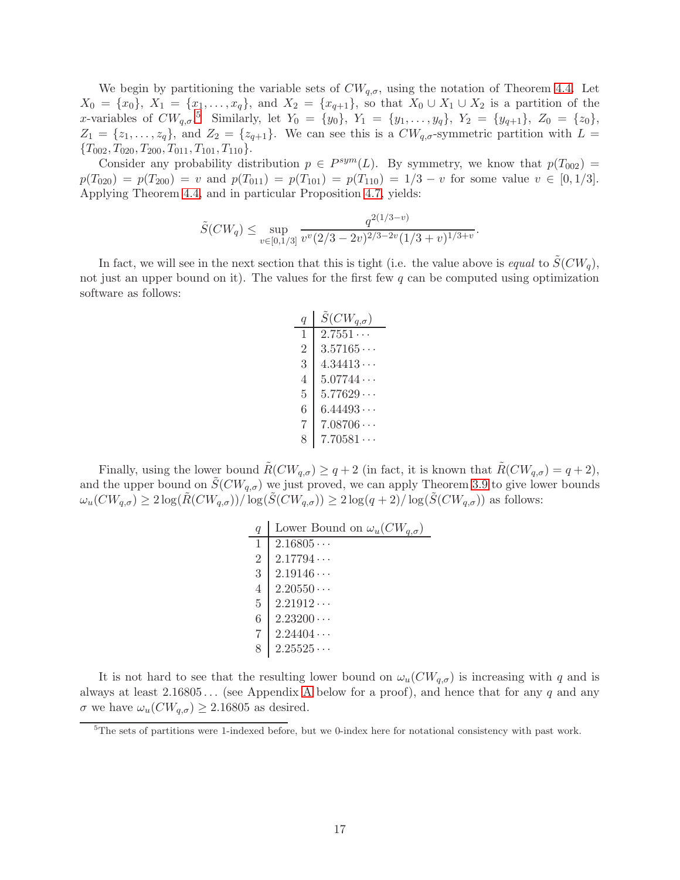We begin by partitioning the variable sets of $CW_{q,\sigma}$, using the notation of Theorem 4.4. Let $X_0 = \{x_0\}$, $X_1 = \{x_1, \ldots, x_q\}$, and $X_2 = \{x_{q+1}\}$, so that $X_0 \cup X_1 \cup X_2$ is a partition of the $x$-variables of $CW_{q,\sigma}$.[5] Similarly, let $Y_0 = \{y_0\}$, $Y_1 = \{y_1, \ldots, y_q\}$, $Y_2 = \{y_{q+1}\}$, $Z_0 = \{z_0\}$, $Z_1 = \{z_1, \ldots, z_q\}$, and $Z_2 = \{z_{q+1}\}$. We can see this is a $CW_{q,\sigma}$-symmetric partition with $L = \{T_{002}, T_{020}, T_{200}, T_{011}, T_{101}, T_{110}\}$.

Consider any probability distribution $p \in P^{sym}(L)$. By symmetry, we know that $p(T_{002}) = p(T_{020}) = p(T_{200}) = v$ and $p(T_{011}) = p(T_{101}) = p(T_{110}) = 1/3 - v$ for some value $v \in [0, 1/3]$. Applying Theorem 4.4, and in particular Proposition 4.7, yields:

$$\tilde{S}(CW_q) \leq \sup_{v \in [0,1/3]} \frac{q^{2(1/3-v)}}{v^v (2/3 - 2v)^{2/3-2v} (1/3 + v)^{1/3+v}}.$$

In fact, we will see in the next section that this is tight (i.e. the value above is *equal* to $\tilde{S}(CW_q)$, not just an upper bound on it). The values for the first few $q$ can be computed using optimization software as follows:

| $q$ | $\tilde{S}(CW_{q,\sigma})$ |
|---|---|
| 1 | $2.7551\cdots$ |
| 2 | $3.57165\cdots$ |
| 3 | $4.34413\cdots$ |
| 4 | $5.07744\cdots$ |
| 5 | $5.77629\cdots$ |
| 6 | $6.44493\cdots$ |
| 7 | $7.08706\cdots$ |
| 8 | $7.70581\cdots$ |

Finally, using the lower bound $\tilde{R}(CW_{q,\sigma}) \geq q + 2$ (in fact, it is known that $\tilde{R}(CW_{q,\sigma}) = q + 2$), and the upper bound on $\tilde{S}(CW_{q,\sigma})$ we just proved, we can apply Theorem 3.9 to give lower bounds $\omega_u(CW_{q,\sigma}) \geq 2\log(\tilde{R}(CW_{q,\sigma}))/\log(\tilde{S}(CW_{q,\sigma})) \geq 2\log(q+2)/\log(\tilde{S}(CW_{q,\sigma}))$ as follows:

| $q$ | Lower Bound on $\omega_u(CW_{q,\sigma})$ |
|---|---|
| 1 | $2.16805\cdots$ |
| 2 | $2.17794\cdots$ |
| 3 | $2.19146\cdots$ |
| 4 | $2.20550\cdots$ |
| 5 | $2.21912\cdots$ |
| 6 | $2.23200\cdots$ |
| 7 | $2.24404\cdots$ |
| 8 | $2.25525\cdots$ |

It is not hard to see that the resulting lower bound on $\omega_u(CW_{q,\sigma})$ is increasing with $q$ and is always at least $2.16805\ldots$ (see Appendix A below for a proof), and hence that for any $q$ and any $\sigma$ we have $\omega_u(CW_{q,\sigma}) \geq 2.16805$ as desired.

[5] The sets of partitions were 1-indexed before, but we 0-index here for notational consistency with past work.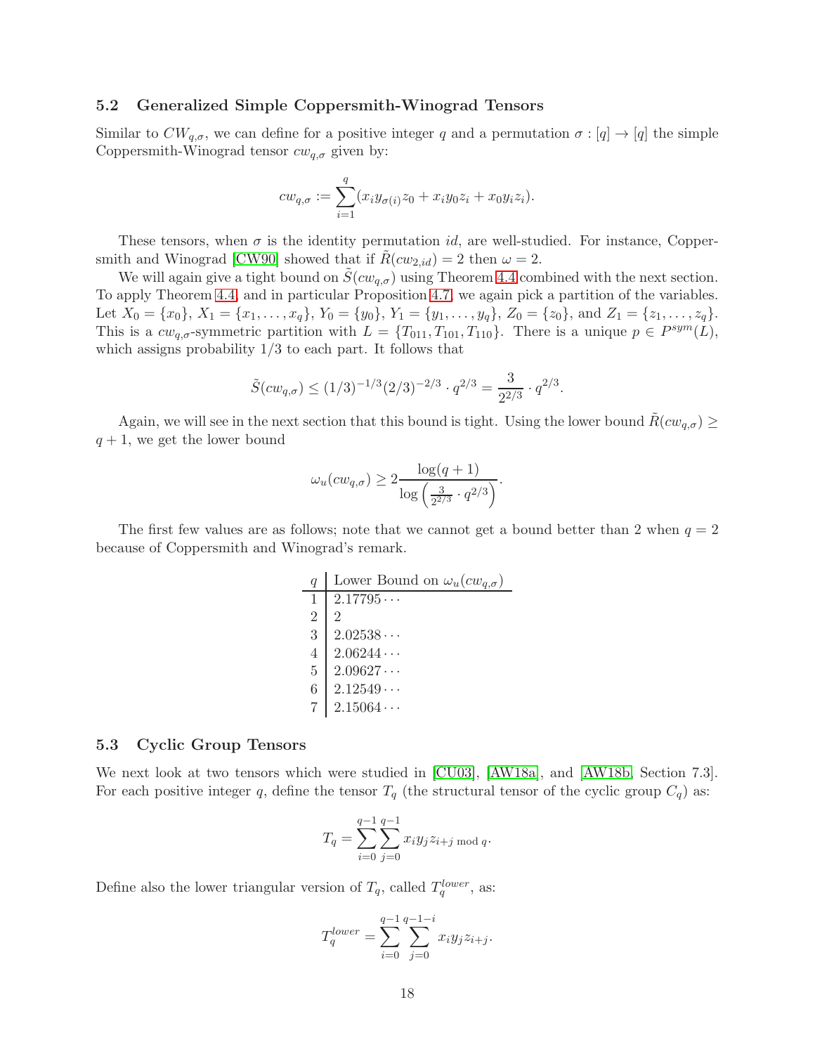### 5.2 Generalized Simple Coppersmith-Winograd Tensors

Similar to $CW_{q,\sigma}$, we can define for a positive integer $q$ and a permutation $\sigma : [q] \to [q]$ the simple Coppersmith-Winograd tensor $cw_{q,\sigma}$ given by:

$$cw_{q,\sigma} := \sum_{i=1}^{q} (x_i y_{\sigma(i)} z_0 + x_i y_0 z_i + x_0 y_i z_i).$$

These tensors, when $\sigma$ is the identity permutation $id$, are well-studied. For instance, Coppersmith and Winograd [CW90] showed that if $\tilde{R}(cw_{2,id}) = 2$ then $\omega = 2$.

We will again give a tight bound on $\tilde{S}(cw_{q,\sigma})$ using Theorem 4.4 combined with the next section. To apply Theorem 4.4, and in particular Proposition 4.7, we again pick a partition of the variables. Let $X_0 = \{x_0\}$, $X_1 = \{x_1, \ldots, x_q\}$, $Y_0 = \{y_0\}$, $Y_1 = \{y_1, \ldots, y_q\}$, $Z_0 = \{z_0\}$, and $Z_1 = \{z_1, \ldots, z_q\}$. This is a $cw_{q,\sigma}$-symmetric partition with $L = \{T_{011}, T_{101}, T_{110}\}$. There is a unique $p \in P^{sym}(L)$, which assigns probability $1/3$ to each part. It follows that

$$\tilde{S}(cw_{q,\sigma}) \leq (1/3)^{-1/3} (2/3)^{-2/3} \cdot q^{2/3} = \frac{3}{2^{2/3}} \cdot q^{2/3}.$$

Again, we will see in the next section that this bound is tight. Using the lower bound $\tilde{R}(cw_{q,\sigma}) \geq q+1$, we get the lower bound

$$\omega_u(cw_{q,\sigma}) \geq 2 \frac{\log(q+1)}{\log\left(\frac{3}{2^{2/3}} \cdot q^{2/3}\right)}.$$

The first few values are as follows; note that we cannot get a bound better than 2 when $q = 2$ because of Coppersmith and Winograd's remark.

| $q$ | Lower Bound on $\omega_u(cw_{q,\sigma})$ |
|---|---|
| 1 | $2.17795\cdots$ |
| 2 | 2 |
| 3 | $2.02538\cdots$ |
| 4 | $2.06244\cdots$ |
| 5 | $2.09627\cdots$ |
| 6 | $2.12549\cdots$ |
| 7 | $2.15064\cdots$ |

### 5.3 Cyclic Group Tensors

We next look at two tensors which were studied in [CU03], [AW18a], and [AW18b, Section 7.3]. For each positive integer $q$, define the tensor $T_q$ (the structural tensor of the cyclic group $C_q$) as:

$$T_q = \sum_{i=0}^{q-1} \sum_{j=0}^{q-1} x_i y_j z_{i+j \bmod q}.$$

Define also the lower triangular version of $T_q$, called $T_q^{lower}$, as:

$$T_q^{lower} = \sum_{i=0}^{q-1} \sum_{j=0}^{q-1-i} x_i y_j z_{i+j}.$$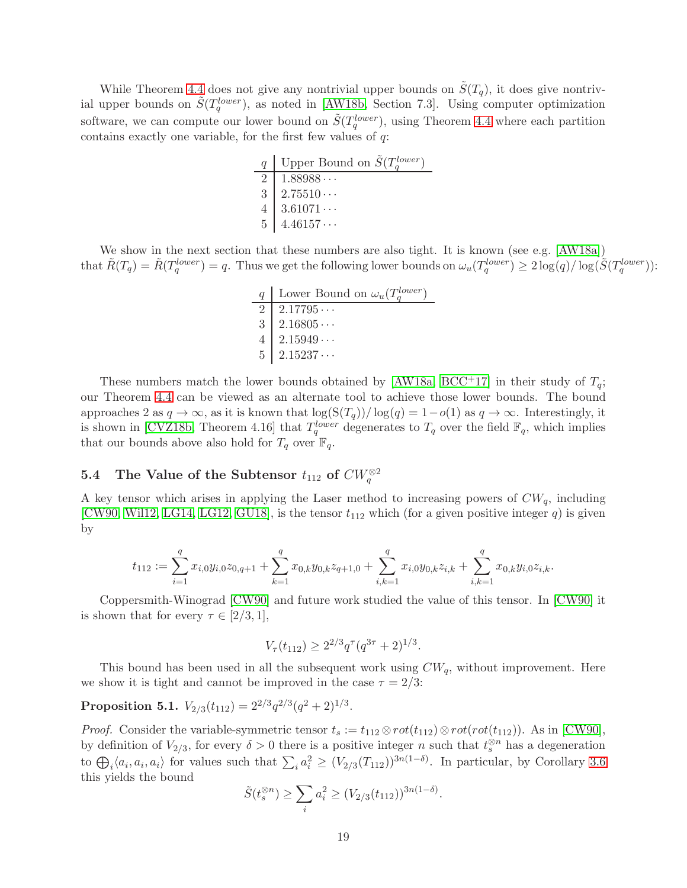While Theorem 4.4 does not give any nontrivial upper bounds on $\tilde{S}(T_q)$, it does give nontrivial upper bounds on $\tilde{S}(T_q^{lower})$, as noted in [AW18b, Section 7.3]. Using computer optimization software, we can compute our lower bound on $\tilde{S}(T_q^{lower})$, using Theorem 4.4 where each partition contains exactly one variable, for the first few values of $q$:

| $q$ | Upper Bound on $\tilde{S}(T_q^{lower})$ |
|---|---|
| 2 | $1.88988\cdots$ |
| 3 | $2.75510\cdots$ |
| 4 | $3.61071\cdots$ |
| 5 | $4.46157\cdots$ |

We show in the next section that these numbers are also tight. It is known (see e.g. [AW18a]) that $\tilde{R}(T_q) = \tilde{R}(T_q^{lower}) = q$. Thus we get the following lower bounds on $\omega_u(T_q^{lower}) \geq 2\log(q)/\log(\tilde{S}(T_q^{lower}))$:

| $q$ | Lower Bound on $\omega_u(T_q^{lower})$ |
|---|---|
| 2 | $2.17795\cdots$ |
| 3 | $2.16805\cdots$ |
| 4 | $2.15949\cdots$ |
| 5 | $2.15237\cdots$ |

These numbers match the lower bounds obtained by [AW18a, BCC+17] in their study of $T_q$; our Theorem 4.4 can be viewed as an alternate tool to achieve those lower bounds. The bound approaches 2 as $q \to \infty$, as it is known that $\log(\mathrm{S}(T_q))/\log(q) = 1 - o(1)$ as $q \to \infty$. Interestingly, it is shown in [CVZ18b, Theorem 4.16] that $T_q^{lower}$ degenerates to $T_q$ over the field $\mathbb{F}_q$, which implies that our bounds above also hold for $T_q$ over $\mathbb{F}_q$.

### 5.4 The Value of the Subtensor $t_{112}$ of $CW_q^{\otimes 2}$

A key tensor which arises in applying the Laser method to increasing powers of $CW_q$, including [CW90, Wil12, LG14, LG12, GU18], is the tensor $t_{112}$ which (for a given positive integer $q$) is given by

$$t_{112} := \sum_{i=1}^{q} x_{i,0}y_{i,0}z_{0,q+1} + \sum_{k=1}^{q} x_{0,k}y_{0,k}z_{q+1,0} + \sum_{i,k=1}^{q} x_{i,0}y_{0,k}z_{i,k} + \sum_{i,k=1}^{q} x_{0,k}y_{i,0}z_{i,k}.$$

Coppersmith-Winograd [CW90] and future work studied the value of this tensor. In [CW90] it is shown that for every $\tau \in [2/3, 1]$,

$$V_\tau(t_{112}) \geq 2^{2/3} q^\tau (q^{3\tau} + 2)^{1/3}.$$

This bound has been used in all the subsequent work using $CW_q$, without improvement. Here we show it is tight and cannot be improved in the case $\tau = 2/3$:

**Proposition 5.1.** $V_{2/3}(t_{112}) = 2^{2/3} q^{2/3} (q^2 + 2)^{1/3}$.

*Proof.* Consider the variable-symmetric tensor $t_s := t_{112} \otimes rot(t_{112}) \otimes rot(rot(t_{112}))$. As in [CW90], by definition of $V_{2/3}$, for every $\delta > 0$ there is a positive integer $n$ such that $t_s^{\otimes n}$ has a degeneration to $\bigoplus_i \langle a_i, a_i, a_i \rangle$ for values such that $\sum_i a_i^2 \geq (V_{2/3}(T_{112}))^{3n(1-\delta)}$. In particular, by Corollary 3.6 this yields the bound

$$\tilde{S}(t_s^{\otimes n}) \geq \sum_i a_i^2 \geq (V_{2/3}(t_{112}))^{3n(1-\delta)}.$$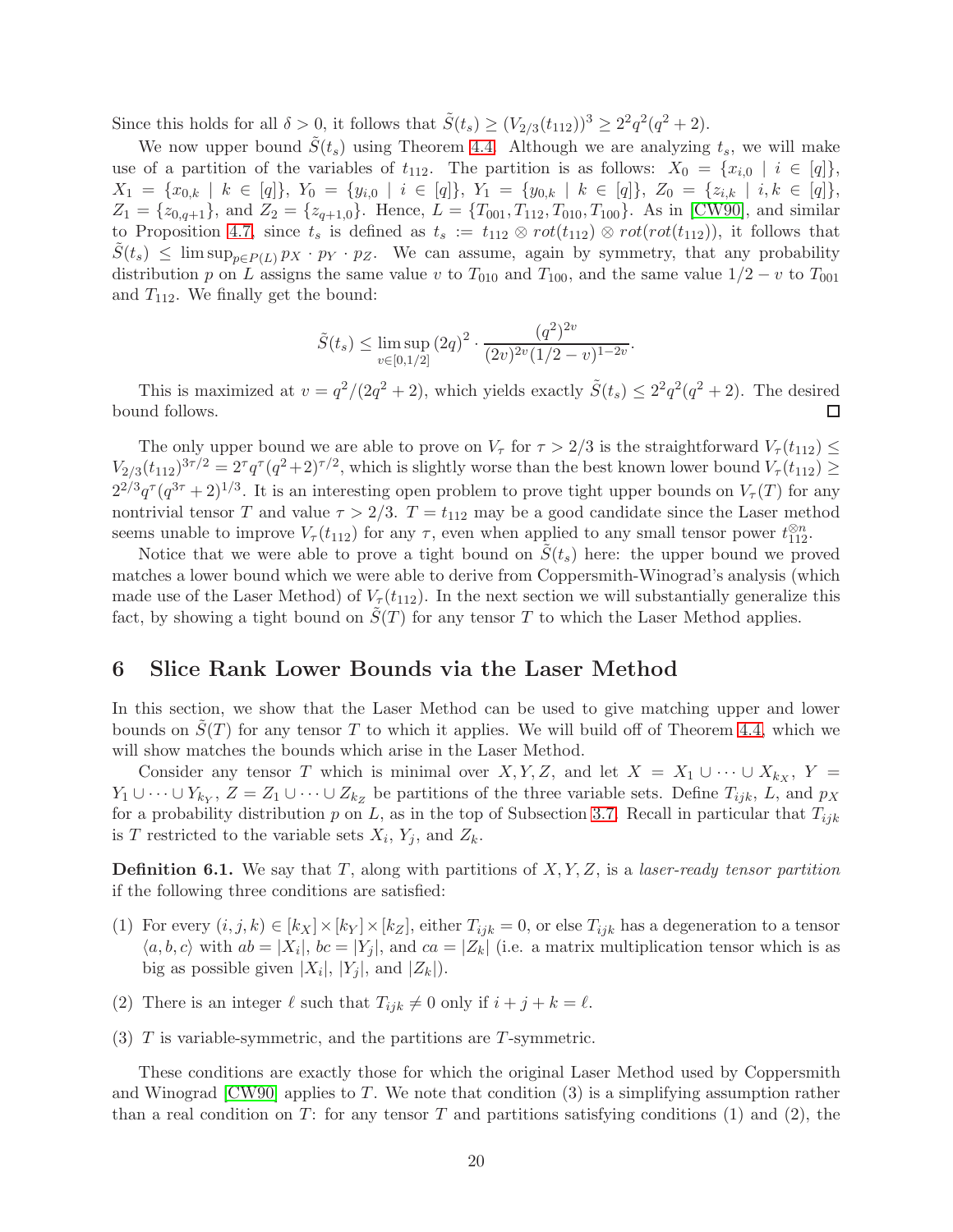Since this holds for all $\delta > 0$, it follows that $\tilde{S}(t_s) \geq (V_{2/3}(t_{112}))^3 \geq 2^2 q^2(q^2+2)$.

We now upper bound $\tilde{S}(t_s)$ using Theorem 4.4. Although we are analyzing $t_s$, we will make use of a partition of the variables of $t_{112}$. The partition is as follows: $X_0 = \{x_{i,0} \mid i \in [q]\}$, $X_1 = \{x_{0,k} \mid k \in [q]\}$, $Y_0 = \{y_{i,0} \mid i \in [q]\}$, $Y_1 = \{y_{0,k} \mid k \in [q]\}$, $Z_0 = \{z_{i,k} \mid i,k \in [q]\}$, $Z_1 = \{z_{0,q+1}\}$, and $Z_2 = \{z_{q+1,0}\}$. Hence, $L = \{T_{001}, T_{112}, T_{010}, T_{100}\}$. As in [CW90], and similar to Proposition 4.7, since $t_s$ is defined as $t_s := t_{112} \otimes rot(t_{112}) \otimes rot(rot(t_{112}))$, it follows that $\tilde{S}(t_s) \leq \limsup_{p \in P(L)} p_X \cdot p_Y \cdot p_Z$. We can assume, again by symmetry, that any probability distribution $p$ on $L$ assigns the same value $v$ to $T_{010}$ and $T_{100}$, and the same value $1/2 - v$ to $T_{001}$ and $T_{112}$. We finally get the bound:

$$\tilde{S}(t_s) \leq \limsup_{v \in [0,1/2]} (2q)^2 \cdot \frac{(q^2)^{2v}}{(2v)^{2v}(1/2-v)^{1-2v}}.$$

This is maximized at $v = q^2/(2q^2+2)$, which yields exactly $\tilde{S}(t_s) \leq 2^2 q^2(q^2+2)$. The desired bound follows. $\square$

The only upper bound we are able to prove on $V_\tau$ for $\tau > 2/3$ is the straightforward $V_\tau(t_{112}) \leq V_{2/3}(t_{112})^{3\tau/2} = 2^\tau q^\tau (q^2+2)^{\tau/2}$, which is slightly worse than the best known lower bound $V_\tau(t_{112}) \geq 2^{2/3} q^\tau (q^{3\tau}+2)^{1/3}$. It is an interesting open problem to prove tight upper bounds on $V_\tau(T)$ for any nontrivial tensor $T$ and value $\tau > 2/3$. $T = t_{112}$ may be a good candidate since the Laser method seems unable to improve $V_\tau(t_{112})$ for any $\tau$, even when applied to any small tensor power $t_{112}^{\otimes n}$.

Notice that we were able to prove a tight bound on $\tilde{S}(t_s)$ here: the upper bound we proved matches a lower bound which we were able to derive from Coppersmith-Winograd's analysis (which made use of the Laser Method) of $V_\tau(t_{112})$. In the next section we will substantially generalize this fact, by showing a tight bound on $\tilde{S}(T)$ for any tensor $T$ to which the Laser Method applies.

## 6 Slice Rank Lower Bounds via the Laser Method

In this section, we show that the Laser Method can be used to give matching upper and lower bounds on $\tilde{S}(T)$ for any tensor $T$ to which it applies. We will build off of Theorem 4.4, which we will show matches the bounds which arise in the Laser Method.

Consider any tensor $T$ which is minimal over $X, Y, Z$, and let $X = X_1 \cup \cdots \cup X_{k_X}$, $Y = Y_1 \cup \cdots \cup Y_{k_Y}$, $Z = Z_1 \cup \cdots \cup Z_{k_Z}$ be partitions of the three variable sets. Define $T_{ijk}$, $L$, and $p_X$ for a probability distribution $p$ on $L$, as in the top of Subsection 3.7. Recall in particular that $T_{ijk}$ is $T$ restricted to the variable sets $X_i$, $Y_j$, and $Z_k$.

**Definition 6.1.** We say that $T$, along with partitions of $X, Y, Z$, is a *laser-ready tensor partition* if the following three conditions are satisfied:

(1) For every $(i,j,k) \in [k_X] \times [k_Y] \times [k_Z]$, either $T_{ijk} = 0$, or else $T_{ijk}$ has a degeneration to a tensor $\langle a,b,c \rangle$ with $ab = |X_i|$, $bc = |Y_j|$, and $ca = |Z_k|$ (i.e. a matrix multiplication tensor which is as big as possible given $|X_i|$, $|Y_j|$, and $|Z_k|$).

(2) There is an integer $\ell$ such that $T_{ijk} \neq 0$ only if $i + j + k = \ell$.

(3) $T$ is variable-symmetric, and the partitions are $T$-symmetric.

These conditions are exactly those for which the original Laser Method used by Coppersmith and Winograd [CW90] applies to $T$. We note that condition (3) is a simplifying assumption rather than a real condition on $T$: for any tensor $T$ and partitions satisfying conditions (1) and (2), the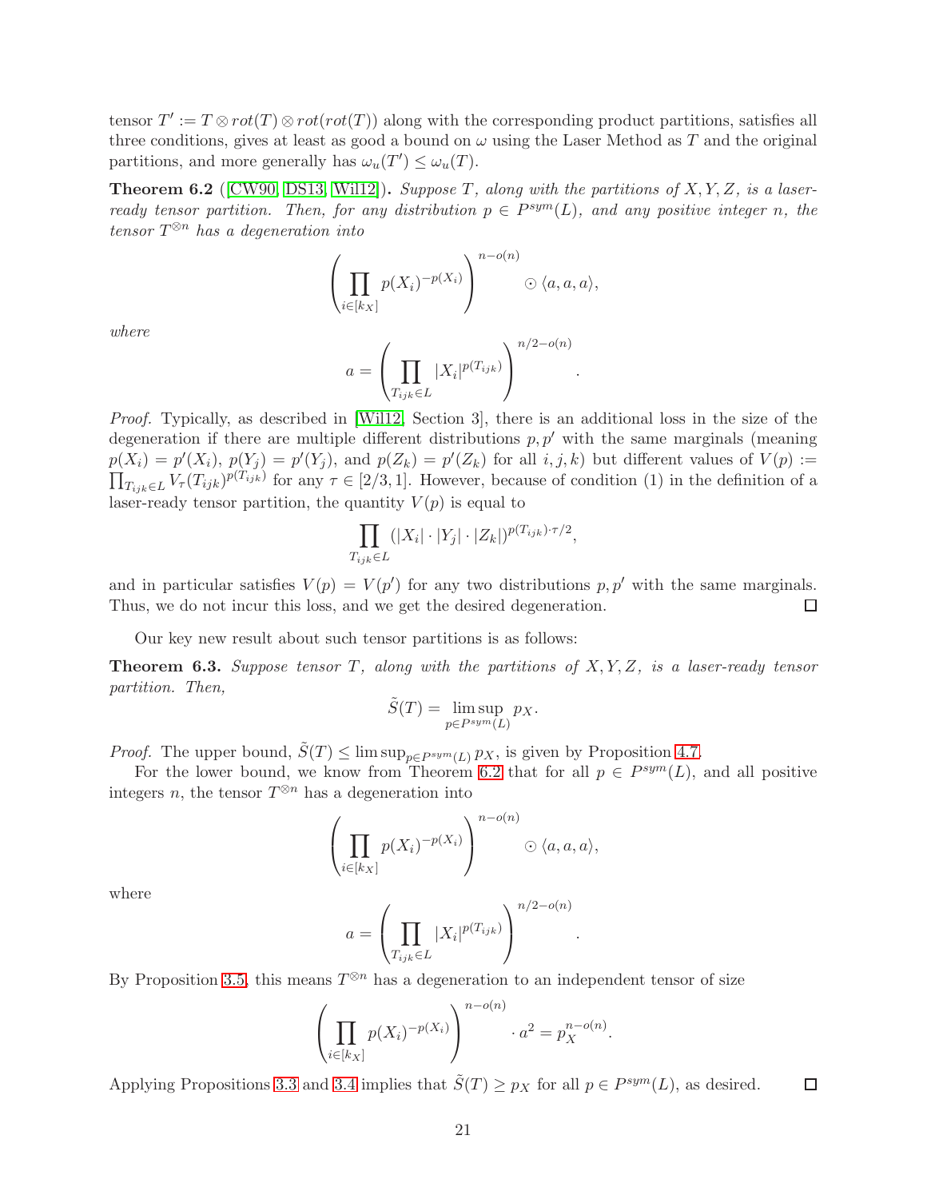tensor $T' := T \otimes rot(T) \otimes rot(rot(T))$ along with the corresponding product partitions, satisfies all three conditions, gives at least as good a bound on $\omega$ using the Laser Method as $T$ and the original partitions, and more generally has $\omega_u(T') \leq \omega_u(T)$.

**Theorem 6.2** ([CW90, DS13, Wil12])**.** *Suppose $T$, along with the partitions of $X, Y, Z$, is a laser-ready tensor partition. Then, for any distribution $p \in P^{sym}(L)$, and any positive integer $n$, the tensor $T^{\otimes n}$ has a degeneration into*

$$\left( \prod_{i \in [k_X]} p(X_i)^{-p(X_i)} \right)^{n - o(n)} \odot \langle a, a, a \rangle,$$

*where*

$$a = \left( \prod_{T_{ijk} \in L} |X_i|^{p(T_{ijk})} \right)^{n/2 - o(n)}.$$

*Proof.* Typically, as described in [Wil12, Section 3], there is an additional loss in the size of the degeneration if there are multiple different distributions $p, p'$ with the same marginals (meaning $p(X_i) = p'(X_i)$, $p(Y_j) = p'(Y_j)$, and $p(Z_k) = p'(Z_k)$ for all $i, j, k$) but different values of $V(p) := \prod_{T_{ijk} \in L} V_\tau(T_{ijk})^{p(T_{ijk})}$ for any $\tau \in [2/3, 1]$. However, because of condition (1) in the definition of a laser-ready tensor partition, the quantity $V(p)$ is equal to

$$\prod_{T_{ijk} \in L} (|X_i| \cdot |Y_j| \cdot |Z_k|)^{p(T_{ijk}) \cdot \tau / 2},$$

and in particular satisfies $V(p) = V(p')$ for any two distributions $p, p'$ with the same marginals. Thus, we do not incur this loss, and we get the desired degeneration. $\square$

Our key new result about such tensor partitions is as follows:

**Theorem 6.3.** *Suppose tensor $T$, along with the partitions of $X, Y, Z$, is a laser-ready tensor partition. Then,*

$$\tilde{S}(T) = \limsup_{p \in P^{sym}(L)} p_X.$$

*Proof.* The upper bound, $\tilde{S}(T) \leq \limsup_{p \in P^{sym}(L)} p_X$, is given by Proposition 4.7.

For the lower bound, we know from Theorem 6.2 that for all $p \in P^{sym}(L)$, and all positive integers $n$, the tensor $T^{\otimes n}$ has a degeneration into

$$\left( \prod_{i \in [k_X]} p(X_i)^{-p(X_i)} \right)^{n - o(n)} \odot \langle a, a, a \rangle,$$

where

$$a = \left( \prod_{T_{ijk} \in L} |X_i|^{p(T_{ijk})} \right)^{n/2 - o(n)}.$$

By Proposition 3.5, this means $T^{\otimes n}$ has a degeneration to an independent tensor of size

$$\left( \prod_{i \in [k_X]} p(X_i)^{-p(X_i)} \right)^{n - o(n)} \cdot a^2 = p_X^{n - o(n)}.$$

Applying Propositions 3.3 and 3.4 implies that $\tilde{S}(T) \geq p_X$ for all $p \in P^{sym}(L)$, as desired. $\square$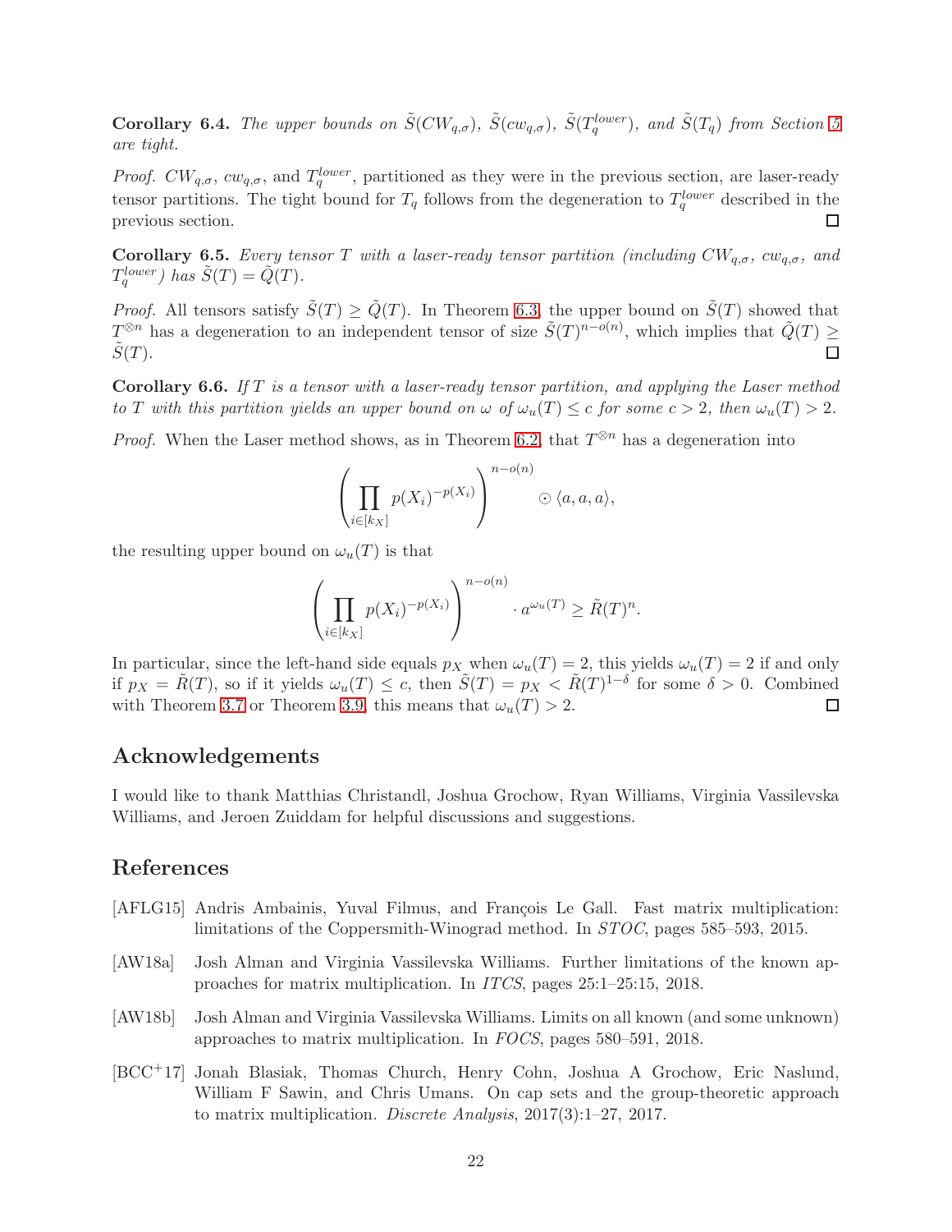**Corollary 6.4.** *The upper bounds on $\tilde{S}(CW_{q,\sigma})$, $\tilde{S}(cw_{q,\sigma})$, $\tilde{S}(T_q^{lower})$, and $\tilde{S}(T_q)$ from Section 5 are tight.*

*Proof.* $CW_{q,\sigma}$, $cw_{q,\sigma}$, and $T_q^{lower}$, partitioned as they were in the previous section, are laser-ready tensor partitions. The tight bound for $T_q$ follows from the degeneration to $T_q^{lower}$ described in the previous section. □

**Corollary 6.5.** *Every tensor $T$ with a laser-ready tensor partition (including $CW_{q,\sigma}$, $cw_{q,\sigma}$, and $T_q^{lower}$) has $\tilde{S}(T) = \tilde{Q}(T)$.*

*Proof.* All tensors satisfy $\tilde{S}(T) \geq \tilde{Q}(T)$. In Theorem 6.3, the upper bound on $\tilde{S}(T)$ showed that $T^{\otimes n}$ has a degeneration to an independent tensor of size $\tilde{S}(T)^{n-o(n)}$, which implies that $\tilde{Q}(T) \geq \tilde{S}(T)$. □

**Corollary 6.6.** *If $T$ is a tensor with a laser-ready tensor partition, and applying the Laser method to $T$ with this partition yields an upper bound on $\omega$ of $\omega_u(T) \leq c$ for some $c > 2$, then $\omega_u(T) > 2$.*

*Proof.* When the Laser method shows, as in Theorem 6.2, that $T^{\otimes n}$ has a degeneration into

$$\left(\prod_{i\in[k_X]} p(X_i)^{-p(X_i)}\right)^{n-o(n)} \odot \langle a, a, a\rangle,$$

the resulting upper bound on $\omega_u(T)$ is that

$$\left(\prod_{i\in[k_X]} p(X_i)^{-p(X_i)}\right)^{n-o(n)} \cdot a^{\omega_u(T)} \geq \tilde{R}(T)^n.$$

In particular, since the left-hand side equals $p_X$ when $\omega_u(T) = 2$, this yields $\omega_u(T) = 2$ if and only if $p_X = \tilde{R}(T)$, so if it yields $\omega_u(T) \leq c$, then $\tilde{S}(T) = p_X < \tilde{R}(T)^{1-\delta}$ for some $\delta > 0$. Combined with Theorem 3.7 or Theorem 3.9, this means that $\omega_u(T) > 2$. □

## Acknowledgements

I would like to thank Matthias Christandl, Joshua Grochow, Ryan Williams, Virginia Vassilevska Williams, and Jeroen Zuiddam for helpful discussions and suggestions.

## References

[AFLG15] Andris Ambainis, Yuval Filmus, and François Le Gall. Fast matrix multiplication: limitations of the Coppersmith-Winograd method. In *STOC*, pages 585–593, 2015.

[AW18a] Josh Alman and Virginia Vassilevska Williams. Further limitations of the known approaches for matrix multiplication. In *ITCS*, pages 25:1–25:15, 2018.

[AW18b] Josh Alman and Virginia Vassilevska Williams. Limits on all known (and some unknown) approaches to matrix multiplication. In *FOCS*, pages 580–591, 2018.

[BCC+17] Jonah Blasiak, Thomas Church, Henry Cohn, Joshua A Grochow, Eric Naslund, William F Sawin, and Chris Umans. On cap sets and the group-theoretic approach to matrix multiplication. *Discrete Analysis*, 2017(3):1–27, 2017.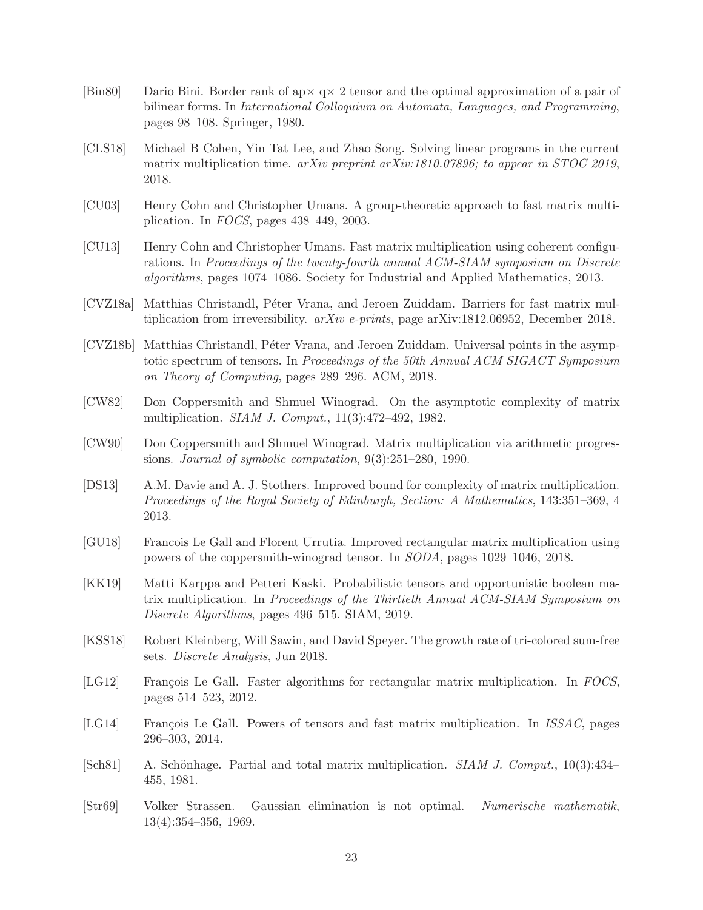[Bin80] Dario Bini. Border rank of ap× q× 2 tensor and the optimal approximation of a pair of bilinear forms. In *International Colloquium on Automata, Languages, and Programming*, pages 98–108. Springer, 1980.

[CLS18] Michael B Cohen, Yin Tat Lee, and Zhao Song. Solving linear programs in the current matrix multiplication time. *arXiv preprint arXiv:1810.07896; to appear in STOC 2019*, 2018.

[CU03] Henry Cohn and Christopher Umans. A group-theoretic approach to fast matrix multiplication. In *FOCS*, pages 438–449, 2003.

[CU13] Henry Cohn and Christopher Umans. Fast matrix multiplication using coherent configurations. In *Proceedings of the twenty-fourth annual ACM-SIAM symposium on Discrete algorithms*, pages 1074–1086. Society for Industrial and Applied Mathematics, 2013.

[CVZ18a] Matthias Christandl, Péter Vrana, and Jeroen Zuiddam. Barriers for fast matrix multiplication from irreversibility. *arXiv e-prints*, page arXiv:1812.06952, December 2018.

[CVZ18b] Matthias Christandl, Péter Vrana, and Jeroen Zuiddam. Universal points in the asymptotic spectrum of tensors. In *Proceedings of the 50th Annual ACM SIGACT Symposium on Theory of Computing*, pages 289–296. ACM, 2018.

[CW82] Don Coppersmith and Shmuel Winograd. On the asymptotic complexity of matrix multiplication. *SIAM J. Comput.*, 11(3):472–492, 1982.

[CW90] Don Coppersmith and Shmuel Winograd. Matrix multiplication via arithmetic progressions. *Journal of symbolic computation*, 9(3):251–280, 1990.

[DS13] A.M. Davie and A. J. Stothers. Improved bound for complexity of matrix multiplication. *Proceedings of the Royal Society of Edinburgh, Section: A Mathematics*, 143:351–369, 4 2013.

[GU18] Francois Le Gall and Florent Urrutia. Improved rectangular matrix multiplication using powers of the coppersmith-winograd tensor. In *SODA*, pages 1029–1046, 2018.

[KK19] Matti Karppa and Petteri Kaski. Probabilistic tensors and opportunistic boolean matrix multiplication. In *Proceedings of the Thirtieth Annual ACM-SIAM Symposium on Discrete Algorithms*, pages 496–515. SIAM, 2019.

[KSS18] Robert Kleinberg, Will Sawin, and David Speyer. The growth rate of tri-colored sum-free sets. *Discrete Analysis*, Jun 2018.

[LG12] François Le Gall. Faster algorithms for rectangular matrix multiplication. In *FOCS*, pages 514–523, 2012.

[LG14] François Le Gall. Powers of tensors and fast matrix multiplication. In *ISSAC*, pages 296–303, 2014.

[Sch81] A. Schönhage. Partial and total matrix multiplication. *SIAM J. Comput.*, 10(3):434–455, 1981.

[Str69] Volker Strassen. Gaussian elimination is not optimal. *Numerische mathematik*, 13(4):354–356, 1969.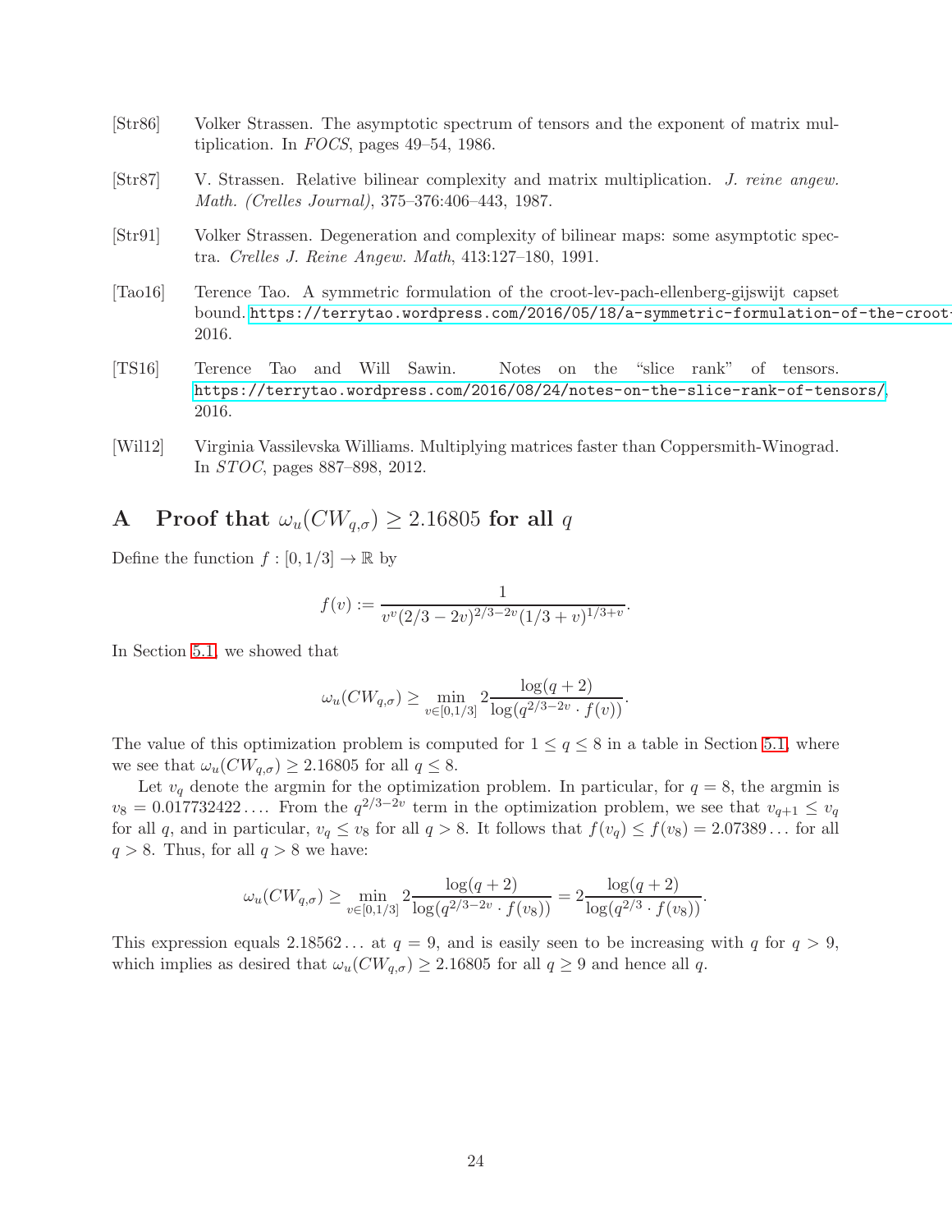[Str86] Volker Strassen. The asymptotic spectrum of tensors and the exponent of matrix multiplication. In *FOCS*, pages 49–54, 1986.

[Str87] V. Strassen. Relative bilinear complexity and matrix multiplication. *J. reine angew. Math. (Crelles Journal)*, 375–376:406–443, 1987.

[Str91] Volker Strassen. Degeneration and complexity of bilinear maps: some asymptotic spectra. *Crelles J. Reine Angew. Math*, 413:127–180, 1991.

[Tao16] Terence Tao. A symmetric formulation of the croot-lev-pach-ellenberg-gijswijt capset bound. https://terrytao.wordpress.com/2016/05/18/a-symmetric-formulation-of-the-croot- 2016.

[TS16] Terence Tao and Will Sawin. Notes on the "slice rank" of tensors. https://terrytao.wordpress.com/2016/08/24/notes-on-the-slice-rank-of-tensors/, 2016.

[Wil12] Virginia Vassilevska Williams. Multiplying matrices faster than Coppersmith-Winograd. In *STOC*, pages 887–898, 2012.

## A Proof that $\omega_u(CW_{q,\sigma}) \geq 2.16805$ for all $q$

Define the function $f : [0, 1/3] \to \mathbb{R}$ by

$$f(v) := \frac{1}{v^v (2/3 - 2v)^{2/3-2v} (1/3 + v)^{1/3+v}}.$$

In Section 5.1, we showed that

$$\omega_u(CW_{q,\sigma}) \geq \min_{v \in [0,1/3]} 2 \frac{\log(q+2)}{\log(q^{2/3-2v} \cdot f(v))}.$$

The value of this optimization problem is computed for $1 \leq q \leq 8$ in a table in Section 5.1, where we see that $\omega_u(CW_{q,\sigma}) \geq 2.16805$ for all $q \leq 8$.

Let $v_q$ denote the argmin for the optimization problem. In particular, for $q = 8$, the argmin is $v_8 = 0.017732422\ldots$. From the $q^{2/3-2v}$ term in the optimization problem, we see that $v_{q+1} \leq v_q$ for all $q$, and in particular, $v_q \leq v_8$ for all $q > 8$. It follows that $f(v_q) \leq f(v_8) = 2.07389\ldots$ for all $q > 8$. Thus, for all $q > 8$ we have:

$$\omega_u(CW_{q,\sigma}) \geq \min_{v \in [0,1/3]} 2 \frac{\log(q+2)}{\log(q^{2/3-2v} \cdot f(v_8))} = 2 \frac{\log(q+2)}{\log(q^{2/3} \cdot f(v_8))}.$$

This expression equals $2.18562\ldots$ at $q = 9$, and is easily seen to be increasing with $q$ for $q > 9$, which implies as desired that $\omega_u(CW_{q,\sigma}) \geq 2.16805$ for all $q \geq 9$ and hence all $q$.